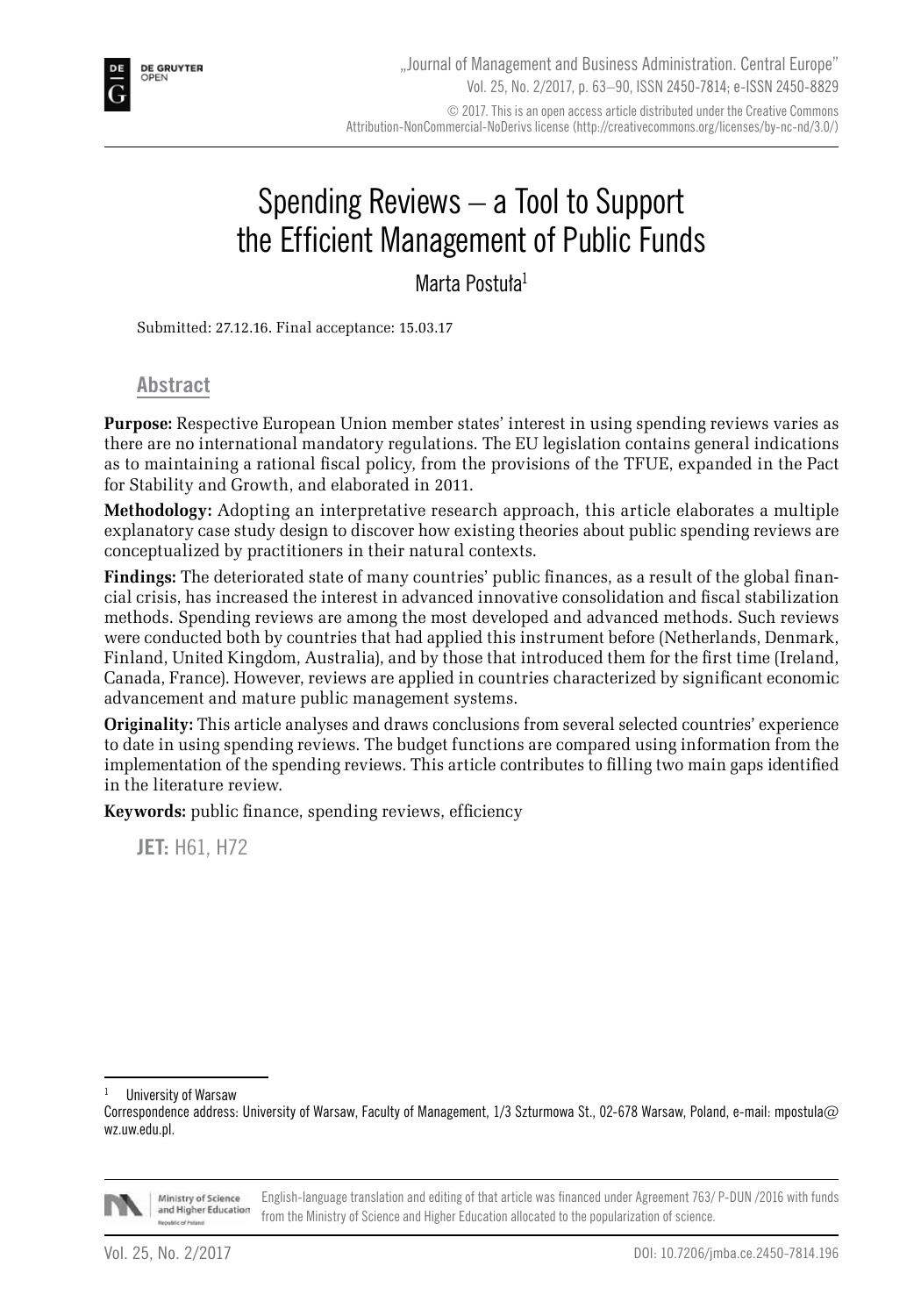# Spending Reviews – a Tool to Support the Efficient Management of Public Funds

Marta Postuła[1]

Submitted: 27.12.16. Final acceptance: 15.03.17

## Abstract

**Purpose:** Respective European Union member states' interest in using spending reviews varies as there are no international mandatory regulations. The EU legislation contains general indications as to maintaining a rational fiscal policy, from the provisions of the TFUE, expanded in the Pact for Stability and Growth, and elaborated in 2011.

**Methodology:** Adopting an interpretative research approach, this article elaborates a multiple explanatory case study design to discover how existing theories about public spending reviews are conceptualized by practitioners in their natural contexts.

**Findings:** The deteriorated state of many countries' public finances, as a result of the global financial crisis, has increased the interest in advanced innovative consolidation and fiscal stabilization methods. Spending reviews are among the most developed and advanced methods. Such reviews were conducted both by countries that had applied this instrument before (Netherlands, Denmark, Finland, United Kingdom, Australia), and by those that introduced them for the first time (Ireland, Canada, France). However, reviews are applied in countries characterized by significant economic advancement and mature public management systems.

**Originality:** This article analyses and draws conclusions from several selected countries' experience to date in using spending reviews. The budget functions are compared using information from the implementation of the spending reviews. This article contributes to filling two main gaps identified in the literature review.

**Keywords:** public finance, spending reviews, efficiency

**JET:** H61, H72

[1] University of Warsaw

Correspondence address: University of Warsaw, Faculty of Management, 1/3 Szturmowa St., 02-678 Warsaw, Poland, e-mail: mpostula@wz.uw.edu.pl.

English-language translation and editing of that article was financed under Agreement 763/ P-DUN /2016 with funds from the Ministry of Science and Higher Education allocated to the popularization of science.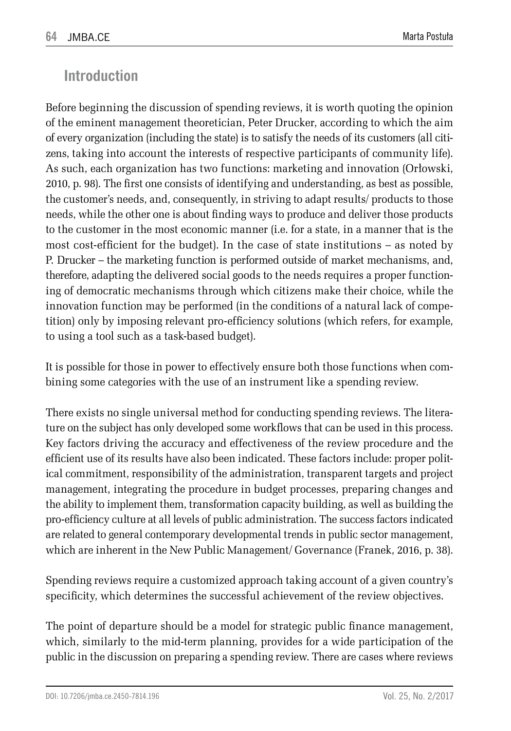## Introduction

Before beginning the discussion of spending reviews, it is worth quoting the opinion of the eminent management theoretician, Peter Drucker, according to which the aim of every organization (including the state) is to satisfy the needs of its customers (all citizens, taking into account the interests of respective participants of community life). As such, each organization has two functions: marketing and innovation (Orłowski, 2010, p. 98). The first one consists of identifying and understanding, as best as possible, the customer's needs, and, consequently, in striving to adapt results/ products to those needs, while the other one is about finding ways to produce and deliver those products to the customer in the most economic manner (i.e. for a state, in a manner that is the most cost-efficient for the budget). In the case of state institutions – as noted by P. Drucker – the marketing function is performed outside of market mechanisms, and, therefore, adapting the delivered social goods to the needs requires a proper functioning of democratic mechanisms through which citizens make their choice, while the innovation function may be performed (in the conditions of a natural lack of competition) only by imposing relevant pro-efficiency solutions (which refers, for example, to using a tool such as a task-based budget).

It is possible for those in power to effectively ensure both those functions when combining some categories with the use of an instrument like a spending review.

There exists no single universal method for conducting spending reviews. The literature on the subject has only developed some workflows that can be used in this process. Key factors driving the accuracy and effectiveness of the review procedure and the efficient use of its results have also been indicated. These factors include: proper political commitment, responsibility of the administration, transparent targets and project management, integrating the procedure in budget processes, preparing changes and the ability to implement them, transformation capacity building, as well as building the pro-efficiency culture at all levels of public administration. The success factors indicated are related to general contemporary developmental trends in public sector management, which are inherent in the New Public Management/ Governance (Franek, 2016, p. 38).

Spending reviews require a customized approach taking account of a given country's specificity, which determines the successful achievement of the review objectives.

The point of departure should be a model for strategic public finance management, which, similarly to the mid-term planning, provides for a wide participation of the public in the discussion on preparing a spending review. There are cases where reviews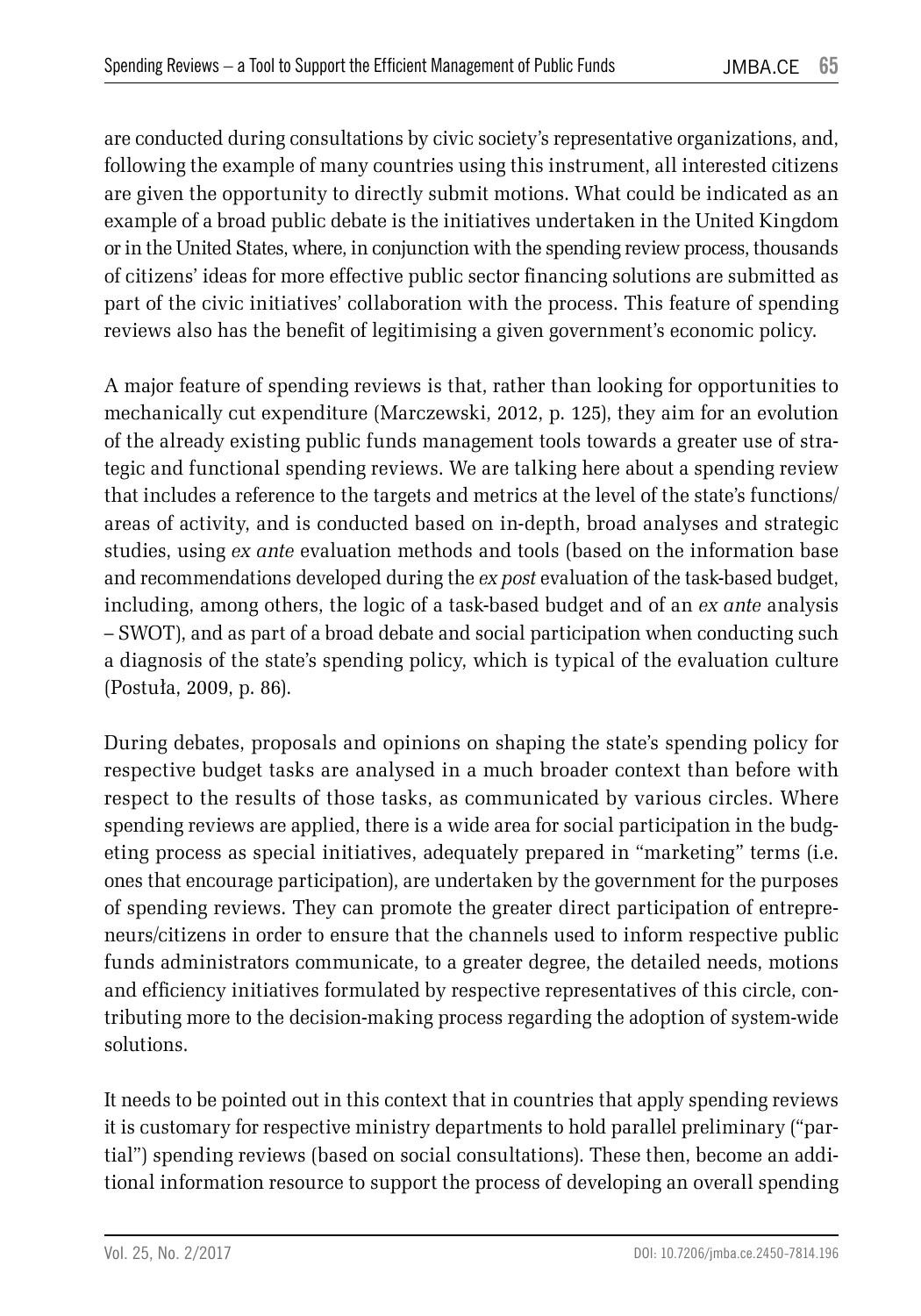are conducted during consultations by civic society's representative organizations, and, following the example of many countries using this instrument, all interested citizens are given the opportunity to directly submit motions. What could be indicated as an example of a broad public debate is the initiatives undertaken in the United Kingdom or in the United States, where, in conjunction with the spending review process, thousands of citizens' ideas for more effective public sector financing solutions are submitted as part of the civic initiatives' collaboration with the process. This feature of spending reviews also has the benefit of legitimising a given government's economic policy.

A major feature of spending reviews is that, rather than looking for opportunities to mechanically cut expenditure (Marczewski, 2012, p. 125), they aim for an evolution of the already existing public funds management tools towards a greater use of strategic and functional spending reviews. We are talking here about a spending review that includes a reference to the targets and metrics at the level of the state's functions/areas of activity, and is conducted based on in-depth, broad analyses and strategic studies, using *ex ante* evaluation methods and tools (based on the information base and recommendations developed during the *ex post* evaluation of the task-based budget, including, among others, the logic of a task-based budget and of an *ex ante* analysis – SWOT), and as part of a broad debate and social participation when conducting such a diagnosis of the state's spending policy, which is typical of the evaluation culture (Postuła, 2009, p. 86).

During debates, proposals and opinions on shaping the state's spending policy for respective budget tasks are analysed in a much broader context than before with respect to the results of those tasks, as communicated by various circles. Where spending reviews are applied, there is a wide area for social participation in the budgeting process as special initiatives, adequately prepared in "marketing" terms (i.e. ones that encourage participation), are undertaken by the government for the purposes of spending reviews. They can promote the greater direct participation of entrepreneurs/citizens in order to ensure that the channels used to inform respective public funds administrators communicate, to a greater degree, the detailed needs, motions and efficiency initiatives formulated by respective representatives of this circle, contributing more to the decision-making process regarding the adoption of system-wide solutions.

It needs to be pointed out in this context that in countries that apply spending reviews it is customary for respective ministry departments to hold parallel preliminary ("partial") spending reviews (based on social consultations). These then, become an additional information resource to support the process of developing an overall spending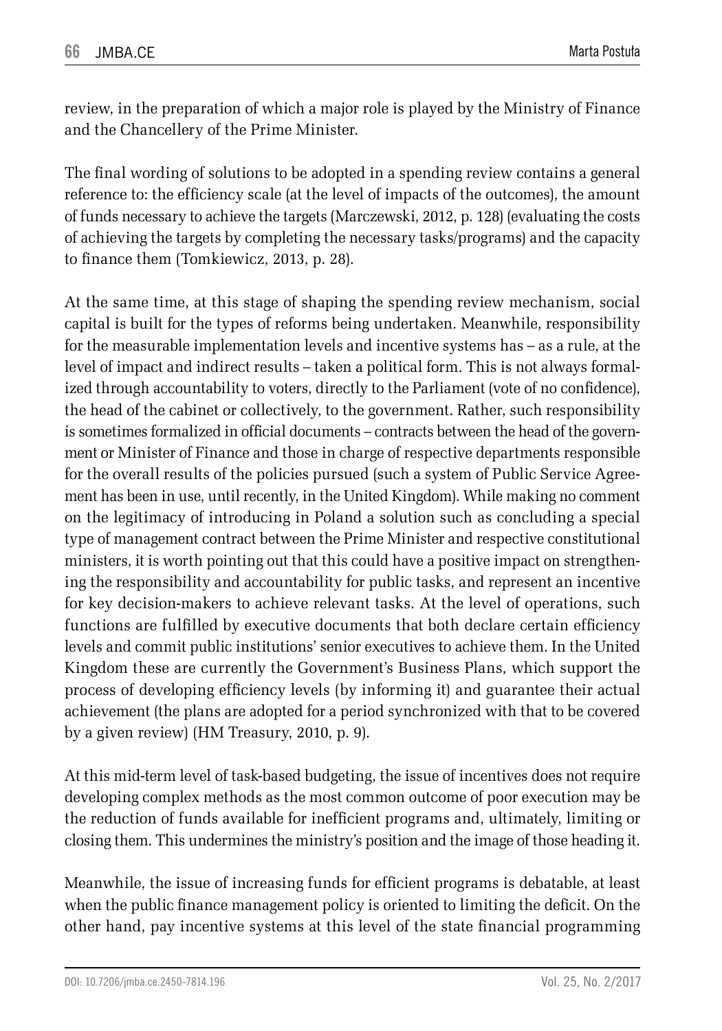review, in the preparation of which a major role is played by the Ministry of Finance and the Chancellery of the Prime Minister.

The final wording of solutions to be adopted in a spending review contains a general reference to: the efficiency scale (at the level of impacts of the outcomes), the amount of funds necessary to achieve the targets (Marczewski, 2012, p. 128) (evaluating the costs of achieving the targets by completing the necessary tasks/programs) and the capacity to finance them (Tomkiewicz, 2013, p. 28).

At the same time, at this stage of shaping the spending review mechanism, social capital is built for the types of reforms being undertaken. Meanwhile, responsibility for the measurable implementation levels and incentive systems has – as a rule, at the level of impact and indirect results – taken a political form. This is not always formalized through accountability to voters, directly to the Parliament (vote of no confidence), the head of the cabinet or collectively, to the government. Rather, such responsibility is sometimes formalized in official documents – contracts between the head of the government or Minister of Finance and those in charge of respective departments responsible for the overall results of the policies pursued (such a system of Public Service Agreement has been in use, until recently, in the United Kingdom). While making no comment on the legitimacy of introducing in Poland a solution such as concluding a special type of management contract between the Prime Minister and respective constitutional ministers, it is worth pointing out that this could have a positive impact on strengthening the responsibility and accountability for public tasks, and represent an incentive for key decision-makers to achieve relevant tasks. At the level of operations, such functions are fulfilled by executive documents that both declare certain efficiency levels and commit public institutions' senior executives to achieve them. In the United Kingdom these are currently the Government's Business Plans, which support the process of developing efficiency levels (by informing it) and guarantee their actual achievement (the plans are adopted for a period synchronized with that to be covered by a given review) (HM Treasury, 2010, p. 9).

At this mid-term level of task-based budgeting, the issue of incentives does not require developing complex methods as the most common outcome of poor execution may be the reduction of funds available for inefficient programs and, ultimately, limiting or closing them. This undermines the ministry's position and the image of those heading it.

Meanwhile, the issue of increasing funds for efficient programs is debatable, at least when the public finance management policy is oriented to limiting the deficit. On the other hand, pay incentive systems at this level of the state financial programming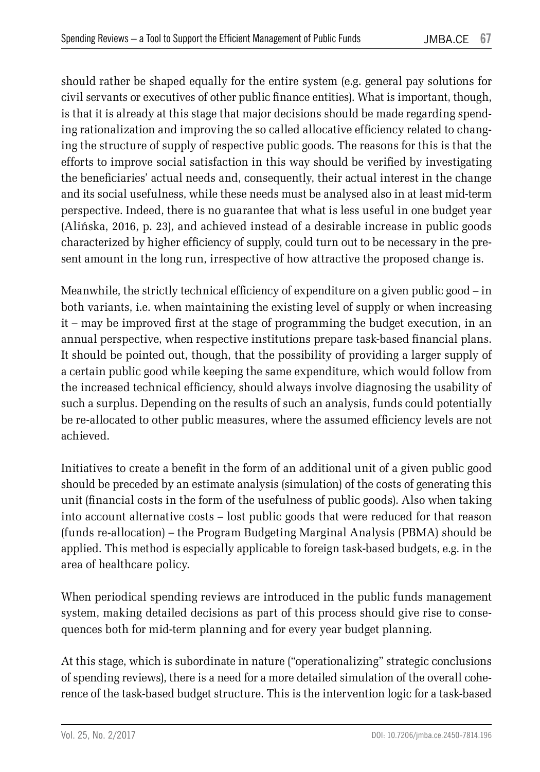should rather be shaped equally for the entire system (e.g. general pay solutions for civil servants or executives of other public finance entities). What is important, though, is that it is already at this stage that major decisions should be made regarding spending rationalization and improving the so called allocative efficiency related to changing the structure of supply of respective public goods. The reasons for this is that the efforts to improve social satisfaction in this way should be verified by investigating the beneficiaries' actual needs and, consequently, their actual interest in the change and its social usefulness, while these needs must be analysed also in at least mid-term perspective. Indeed, there is no guarantee that what is less useful in one budget year (Alińska, 2016, p. 23), and achieved instead of a desirable increase in public goods characterized by higher efficiency of supply, could turn out to be necessary in the present amount in the long run, irrespective of how attractive the proposed change is.

Meanwhile, the strictly technical efficiency of expenditure on a given public good – in both variants, i.e. when maintaining the existing level of supply or when increasing it – may be improved first at the stage of programming the budget execution, in an annual perspective, when respective institutions prepare task-based financial plans. It should be pointed out, though, that the possibility of providing a larger supply of a certain public good while keeping the same expenditure, which would follow from the increased technical efficiency, should always involve diagnosing the usability of such a surplus. Depending on the results of such an analysis, funds could potentially be re-allocated to other public measures, where the assumed efficiency levels are not achieved.

Initiatives to create a benefit in the form of an additional unit of a given public good should be preceded by an estimate analysis (simulation) of the costs of generating this unit (financial costs in the form of the usefulness of public goods). Also when taking into account alternative costs – lost public goods that were reduced for that reason (funds re-allocation) – the Program Budgeting Marginal Analysis (PBMA) should be applied. This method is especially applicable to foreign task-based budgets, e.g. in the area of healthcare policy.

When periodical spending reviews are introduced in the public funds management system, making detailed decisions as part of this process should give rise to consequences both for mid-term planning and for every year budget planning.

At this stage, which is subordinate in nature ("operationalizing" strategic conclusions of spending reviews), there is a need for a more detailed simulation of the overall coherence of the task-based budget structure. This is the intervention logic for a task-based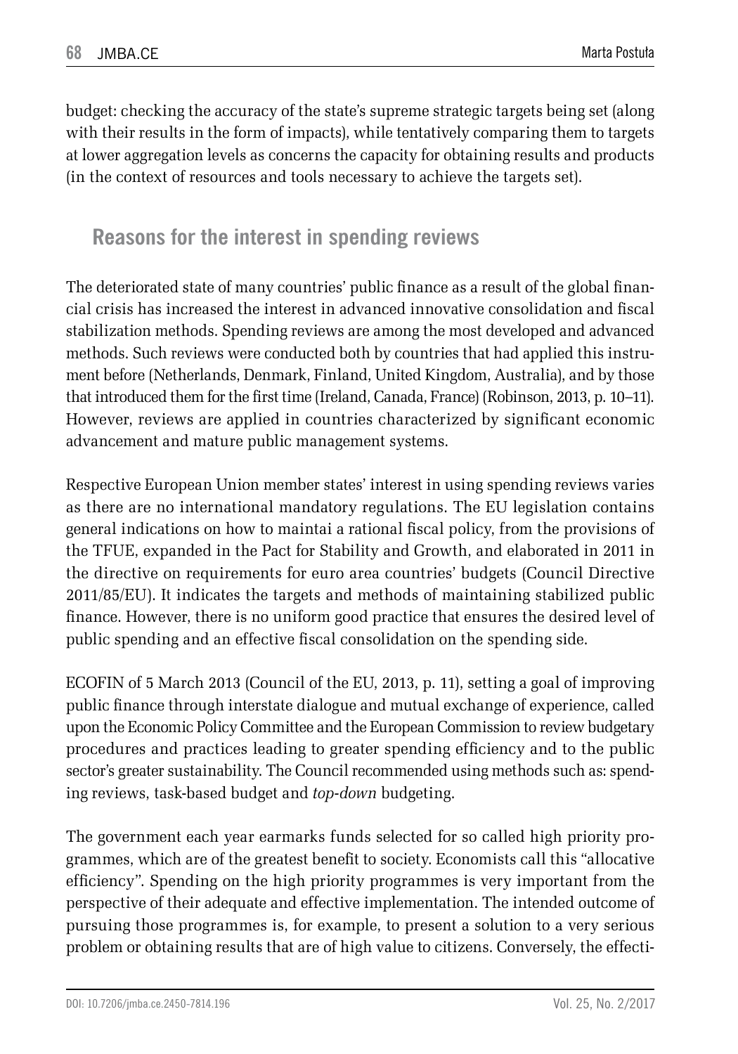budget: checking the accuracy of the state's supreme strategic targets being set (along with their results in the form of impacts), while tentatively comparing them to targets at lower aggregation levels as concerns the capacity for obtaining results and products (in the context of resources and tools necessary to achieve the targets set).

## Reasons for the interest in spending reviews

The deteriorated state of many countries' public finance as a result of the global financial crisis has increased the interest in advanced innovative consolidation and fiscal stabilization methods. Spending reviews are among the most developed and advanced methods. Such reviews were conducted both by countries that had applied this instrument before (Netherlands, Denmark, Finland, United Kingdom, Australia), and by those that introduced them for the first time (Ireland, Canada, France) (Robinson, 2013, p. 10–11). However, reviews are applied in countries characterized by significant economic advancement and mature public management systems.

Respective European Union member states' interest in using spending reviews varies as there are no international mandatory regulations. The EU legislation contains general indications on how to maintai a rational fiscal policy, from the provisions of the TFUE, expanded in the Pact for Stability and Growth, and elaborated in 2011 in the directive on requirements for euro area countries' budgets (Council Directive 2011/85/EU). It indicates the targets and methods of maintaining stabilized public finance. However, there is no uniform good practice that ensures the desired level of public spending and an effective fiscal consolidation on the spending side.

ECOFIN of 5 March 2013 (Council of the EU, 2013, p. 11), setting a goal of improving public finance through interstate dialogue and mutual exchange of experience, called upon the Economic Policy Committee and the European Commission to review budgetary procedures and practices leading to greater spending efficiency and to the public sector's greater sustainability. The Council recommended using methods such as: spending reviews, task-based budget and *top-down* budgeting.

The government each year earmarks funds selected for so called high priority programmes, which are of the greatest benefit to society. Economists call this "allocative efficiency". Spending on the high priority programmes is very important from the perspective of their adequate and effective implementation. The intended outcome of pursuing those programmes is, for example, to present a solution to a very serious problem or obtaining results that are of high value to citizens. Conversely, the effecti-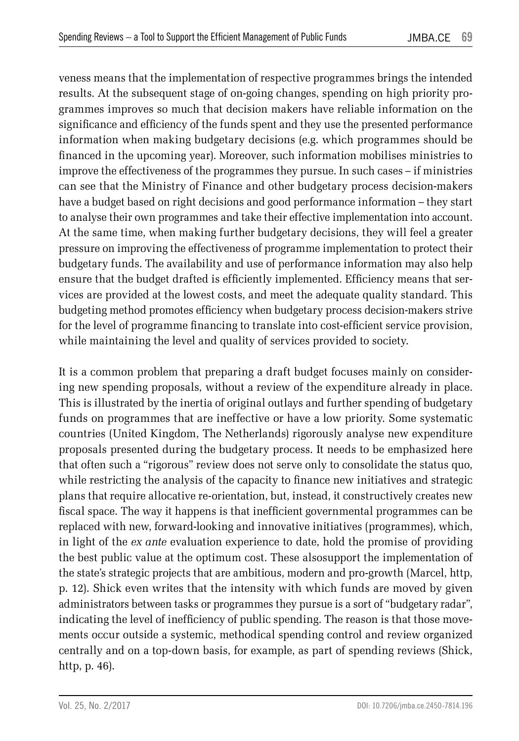veness means that the implementation of respective programmes brings the intended results. At the subsequent stage of on-going changes, spending on high priority programmes improves so much that decision makers have reliable information on the significance and efficiency of the funds spent and they use the presented performance information when making budgetary decisions (e.g. which programmes should be financed in the upcoming year). Moreover, such information mobilises ministries to improve the effectiveness of the programmes they pursue. In such cases – if ministries can see that the Ministry of Finance and other budgetary process decision-makers have a budget based on right decisions and good performance information – they start to analyse their own programmes and take their effective implementation into account. At the same time, when making further budgetary decisions, they will feel a greater pressure on improving the effectiveness of programme implementation to protect their budgetary funds. The availability and use of performance information may also help ensure that the budget drafted is efficiently implemented. Efficiency means that services are provided at the lowest costs, and meet the adequate quality standard. This budgeting method promotes efficiency when budgetary process decision-makers strive for the level of programme financing to translate into cost-efficient service provision, while maintaining the level and quality of services provided to society.

It is a common problem that preparing a draft budget focuses mainly on considering new spending proposals, without a review of the expenditure already in place. This is illustrated by the inertia of original outlays and further spending of budgetary funds on programmes that are ineffective or have a low priority. Some systematic countries (United Kingdom, The Netherlands) rigorously analyse new expenditure proposals presented during the budgetary process. It needs to be emphasized here that often such a "rigorous" review does not serve only to consolidate the status quo, while restricting the analysis of the capacity to finance new initiatives and strategic plans that require allocative re-orientation, but, instead, it constructively creates new fiscal space. The way it happens is that inefficient governmental programmes can be replaced with new, forward-looking and innovative initiatives (programmes), which, in light of the *ex ante* evaluation experience to date, hold the promise of providing the best public value at the optimum cost. These alsosupport the implementation of the state's strategic projects that are ambitious, modern and pro-growth (Marcel, http, p. 12). Shick even writes that the intensity with which funds are moved by given administrators between tasks or programmes they pursue is a sort of "budgetary radar", indicating the level of inefficiency of public spending. The reason is that those movements occur outside a systemic, methodical spending control and review organized centrally and on a top-down basis, for example, as part of spending reviews (Shick, http, p. 46).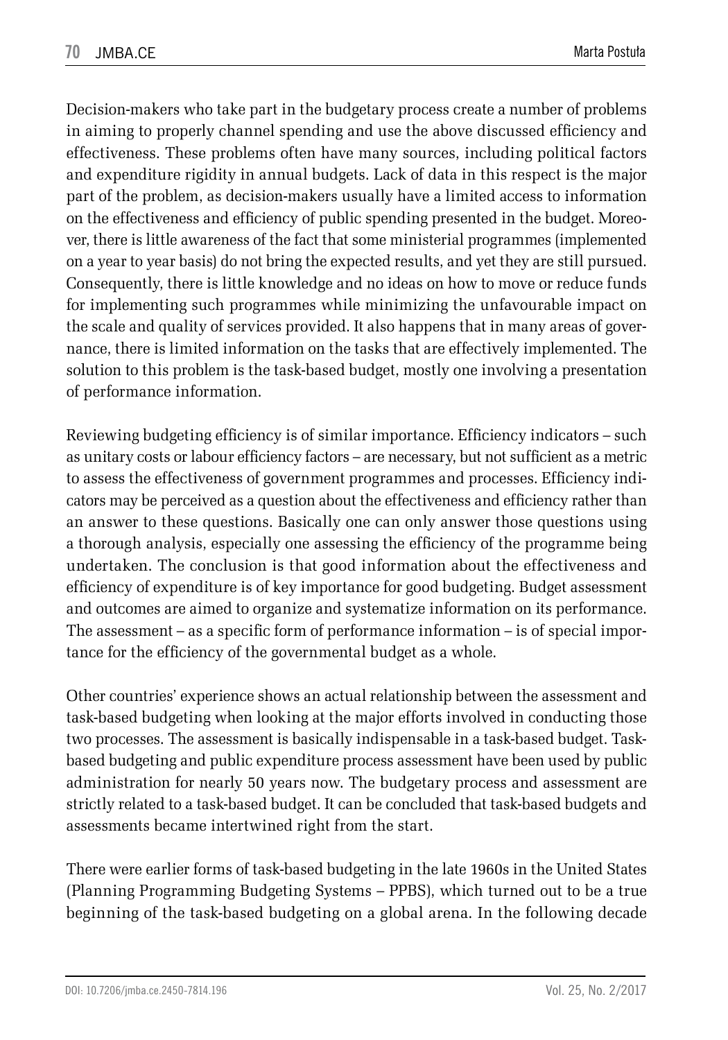Decision-makers who take part in the budgetary process create a number of problems in aiming to properly channel spending and use the above discussed efficiency and effectiveness. These problems often have many sources, including political factors and expenditure rigidity in annual budgets. Lack of data in this respect is the major part of the problem, as decision-makers usually have a limited access to information on the effectiveness and efficiency of public spending presented in the budget. Moreover, there is little awareness of the fact that some ministerial programmes (implemented on a year to year basis) do not bring the expected results, and yet they are still pursued. Consequently, there is little knowledge and no ideas on how to move or reduce funds for implementing such programmes while minimizing the unfavourable impact on the scale and quality of services provided. It also happens that in many areas of governance, there is limited information on the tasks that are effectively implemented. The solution to this problem is the task-based budget, mostly one involving a presentation of performance information.

Reviewing budgeting efficiency is of similar importance. Efficiency indicators – such as unitary costs or labour efficiency factors – are necessary, but not sufficient as a metric to assess the effectiveness of government programmes and processes. Efficiency indicators may be perceived as a question about the effectiveness and efficiency rather than an answer to these questions. Basically one can only answer those questions using a thorough analysis, especially one assessing the efficiency of the programme being undertaken. The conclusion is that good information about the effectiveness and efficiency of expenditure is of key importance for good budgeting. Budget assessment and outcomes are aimed to organize and systematize information on its performance. The assessment – as a specific form of performance information – is of special importance for the efficiency of the governmental budget as a whole.

Other countries' experience shows an actual relationship between the assessment and task-based budgeting when looking at the major efforts involved in conducting those two processes. The assessment is basically indispensable in a task-based budget. Task-based budgeting and public expenditure process assessment have been used by public administration for nearly 50 years now. The budgetary process and assessment are strictly related to a task-based budget. It can be concluded that task-based budgets and assessments became intertwined right from the start.

There were earlier forms of task-based budgeting in the late 1960s in the United States (Planning Programming Budgeting Systems – PPBS), which turned out to be a true beginning of the task-based budgeting on a global arena. In the following decade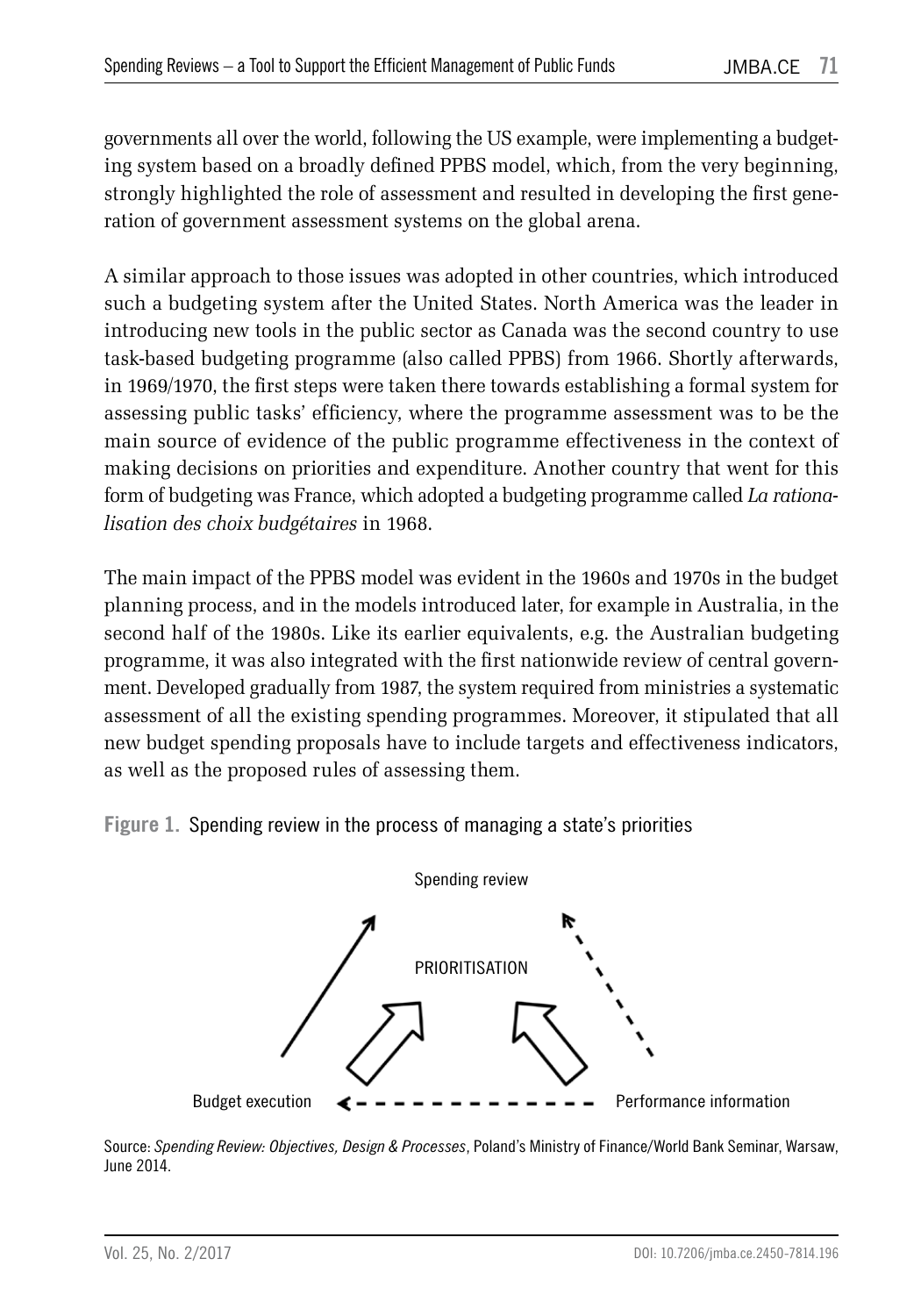governments all over the world, following the US example, were implementing a budgeting system based on a broadly defined PPBS model, which, from the very beginning, strongly highlighted the role of assessment and resulted in developing the first generation of government assessment systems on the global arena.

A similar approach to those issues was adopted in other countries, which introduced such a budgeting system after the United States. North America was the leader in introducing new tools in the public sector as Canada was the second country to use task-based budgeting programme (also called PPBS) from 1966. Shortly afterwards, in 1969/1970, the first steps were taken there towards establishing a formal system for assessing public tasks' efficiency, where the programme assessment was to be the main source of evidence of the public programme effectiveness in the context of making decisions on priorities and expenditure. Another country that went for this form of budgeting was France, which adopted a budgeting programme called *La rationalisation des choix budgétaires* in 1968.

The main impact of the PPBS model was evident in the 1960s and 1970s in the budget planning process, and in the models introduced later, for example in Australia, in the second half of the 1980s. Like its earlier equivalents, e.g. the Australian budgeting programme, it was also integrated with the first nationwide review of central government. Developed gradually from 1987, the system required from ministries a systematic assessment of all the existing spending programmes. Moreover, it stipulated that all new budget spending proposals have to include targets and effectiveness indicators, as well as the proposed rules of assessing them.

**Figure 1.** Spending review in the process of managing a state's priorities

Spending review

PRIORITISATION

Budget execution

Performance information

Source: *Spending Review: Objectives, Design & Processes*, Poland's Ministry of Finance/World Bank Seminar, Warsaw, June 2014.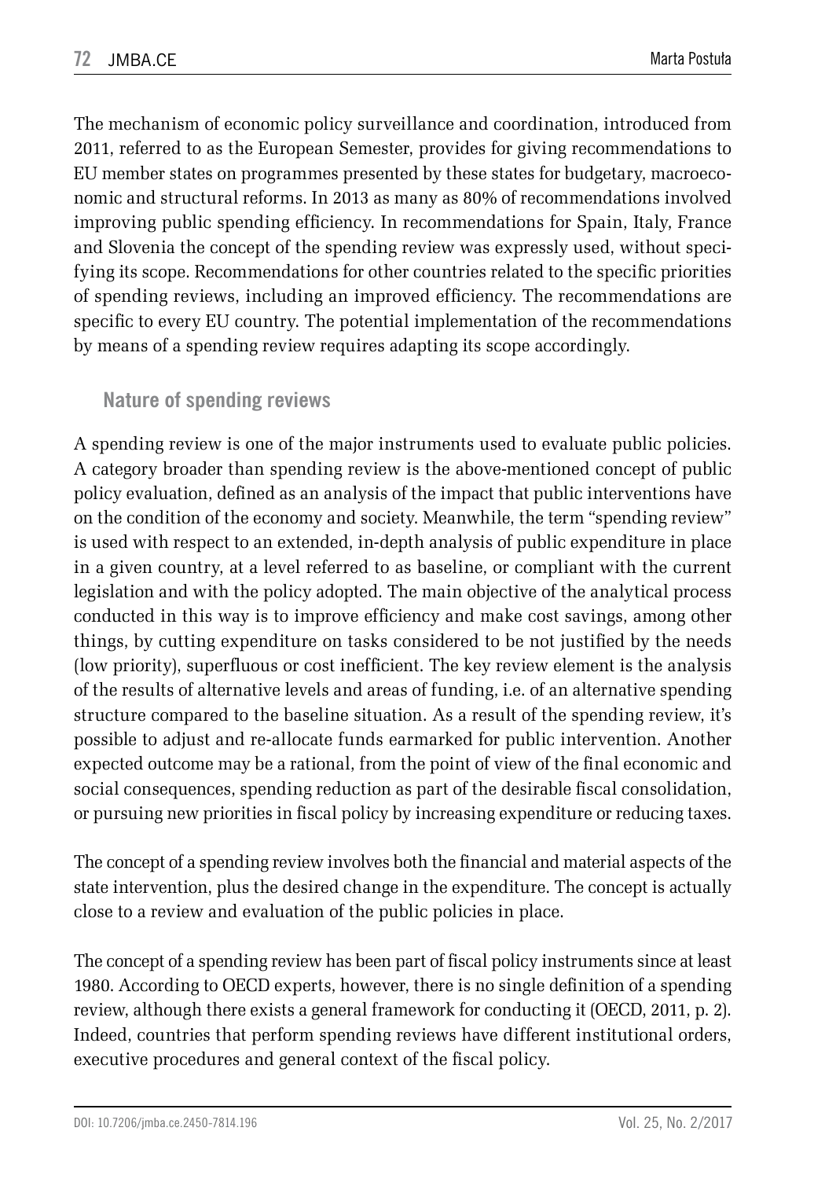The mechanism of economic policy surveillance and coordination, introduced from 2011, referred to as the European Semester, provides for giving recommendations to EU member states on programmes presented by these states for budgetary, macroeconomic and structural reforms. In 2013 as many as 80% of recommendations involved improving public spending efficiency. In recommendations for Spain, Italy, France and Slovenia the concept of the spending review was expressly used, without specifying its scope. Recommendations for other countries related to the specific priorities of spending reviews, including an improved efficiency. The recommendations are specific to every EU country. The potential implementation of the recommendations by means of a spending review requires adapting its scope accordingly.

## Nature of spending reviews

A spending review is one of the major instruments used to evaluate public policies. A category broader than spending review is the above-mentioned concept of public policy evaluation, defined as an analysis of the impact that public interventions have on the condition of the economy and society. Meanwhile, the term "spending review" is used with respect to an extended, in-depth analysis of public expenditure in place in a given country, at a level referred to as baseline, or compliant with the current legislation and with the policy adopted. The main objective of the analytical process conducted in this way is to improve efficiency and make cost savings, among other things, by cutting expenditure on tasks considered to be not justified by the needs (low priority), superfluous or cost inefficient. The key review element is the analysis of the results of alternative levels and areas of funding, i.e. of an alternative spending structure compared to the baseline situation. As a result of the spending review, it's possible to adjust and re-allocate funds earmarked for public intervention. Another expected outcome may be a rational, from the point of view of the final economic and social consequences, spending reduction as part of the desirable fiscal consolidation, or pursuing new priorities in fiscal policy by increasing expenditure or reducing taxes.

The concept of a spending review involves both the financial and material aspects of the state intervention, plus the desired change in the expenditure. The concept is actually close to a review and evaluation of the public policies in place.

The concept of a spending review has been part of fiscal policy instruments since at least 1980. According to OECD experts, however, there is no single definition of a spending review, although there exists a general framework for conducting it (OECD, 2011, p. 2). Indeed, countries that perform spending reviews have different institutional orders, executive procedures and general context of the fiscal policy.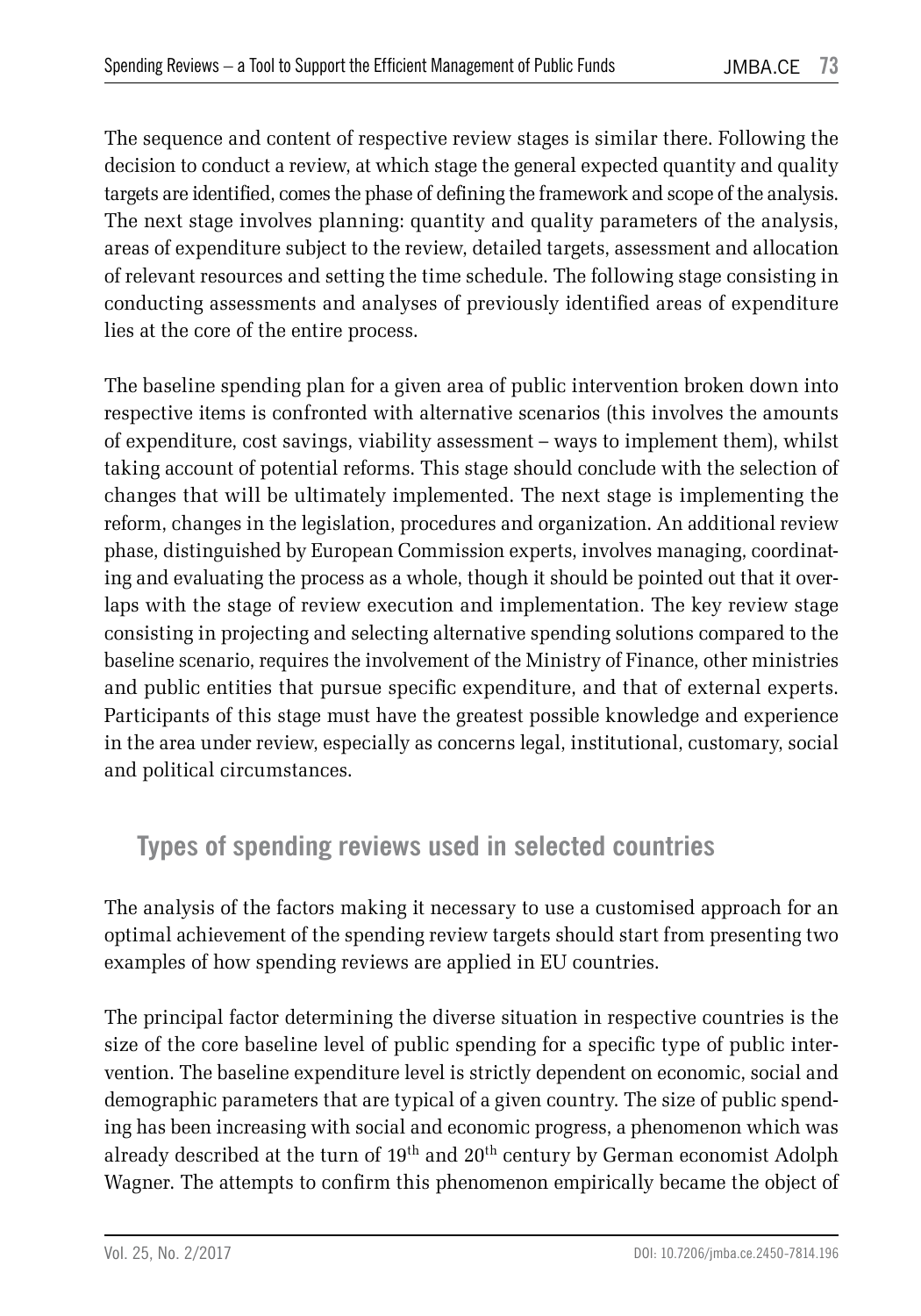The sequence and content of respective review stages is similar there. Following the decision to conduct a review, at which stage the general expected quantity and quality targets are identified, comes the phase of defining the framework and scope of the analysis. The next stage involves planning: quantity and quality parameters of the analysis, areas of expenditure subject to the review, detailed targets, assessment and allocation of relevant resources and setting the time schedule. The following stage consisting in conducting assessments and analyses of previously identified areas of expenditure lies at the core of the entire process.

The baseline spending plan for a given area of public intervention broken down into respective items is confronted with alternative scenarios (this involves the amounts of expenditure, cost savings, viability assessment – ways to implement them), whilst taking account of potential reforms. This stage should conclude with the selection of changes that will be ultimately implemented. The next stage is implementing the reform, changes in the legislation, procedures and organization. An additional review phase, distinguished by European Commission experts, involves managing, coordinating and evaluating the process as a whole, though it should be pointed out that it overlaps with the stage of review execution and implementation. The key review stage consisting in projecting and selecting alternative spending solutions compared to the baseline scenario, requires the involvement of the Ministry of Finance, other ministries and public entities that pursue specific expenditure, and that of external experts. Participants of this stage must have the greatest possible knowledge and experience in the area under review, especially as concerns legal, institutional, customary, social and political circumstances.

## Types of spending reviews used in selected countries

The analysis of the factors making it necessary to use a customised approach for an optimal achievement of the spending review targets should start from presenting two examples of how spending reviews are applied in EU countries.

The principal factor determining the diverse situation in respective countries is the size of the core baseline level of public spending for a specific type of public intervention. The baseline expenditure level is strictly dependent on economic, social and demographic parameters that are typical of a given country. The size of public spending has been increasing with social and economic progress, a phenomenon which was already described at the turn of 19th and 20th century by German economist Adolph Wagner. The attempts to confirm this phenomenon empirically became the object of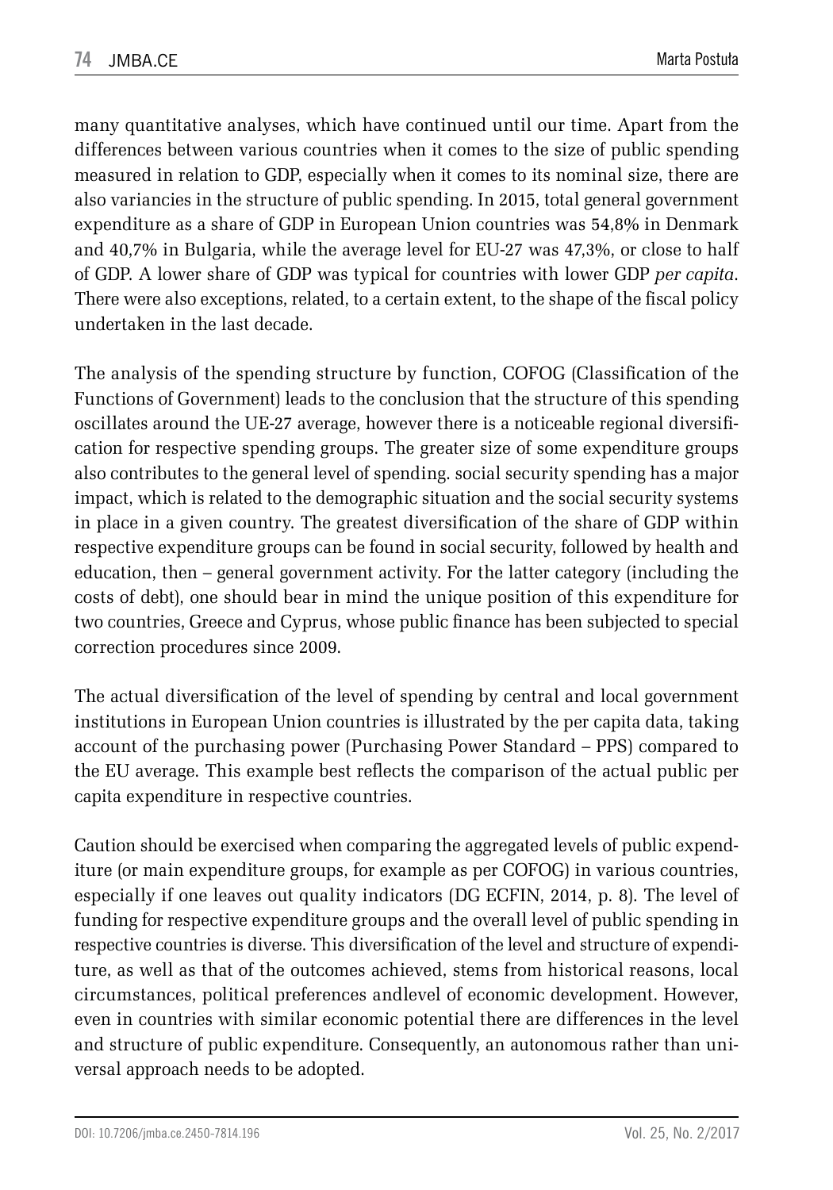many quantitative analyses, which have continued until our time. Apart from the differences between various countries when it comes to the size of public spending measured in relation to GDP, especially when it comes to its nominal size, there are also variancies in the structure of public spending. In 2015, total general government expenditure as a share of GDP in European Union countries was 54,8% in Denmark and 40,7% in Bulgaria, while the average level for EU-27 was 47,3%, or close to half of GDP. A lower share of GDP was typical for countries with lower GDP *per capita*. There were also exceptions, related, to a certain extent, to the shape of the fiscal policy undertaken in the last decade.

The analysis of the spending structure by function, COFOG (Classification of the Functions of Government) leads to the conclusion that the structure of this spending oscillates around the UE-27 average, however there is a noticeable regional diversification for respective spending groups. The greater size of some expenditure groups also contributes to the general level of spending. social security spending has a major impact, which is related to the demographic situation and the social security systems in place in a given country. The greatest diversification of the share of GDP within respective expenditure groups can be found in social security, followed by health and education, then – general government activity. For the latter category (including the costs of debt), one should bear in mind the unique position of this expenditure for two countries, Greece and Cyprus, whose public finance has been subjected to special correction procedures since 2009.

The actual diversification of the level of spending by central and local government institutions in European Union countries is illustrated by the per capita data, taking account of the purchasing power (Purchasing Power Standard – PPS) compared to the EU average. This example best reflects the comparison of the actual public per capita expenditure in respective countries.

Caution should be exercised when comparing the aggregated levels of public expenditure (or main expenditure groups, for example as per COFOG) in various countries, especially if one leaves out quality indicators (DG ECFIN, 2014, p. 8). The level of funding for respective expenditure groups and the overall level of public spending in respective countries is diverse. This diversification of the level and structure of expenditure, as well as that of the outcomes achieved, stems from historical reasons, local circumstances, political preferences andlevel of economic development. However, even in countries with similar economic potential there are differences in the level and structure of public expenditure. Consequently, an autonomous rather than universal approach needs to be adopted.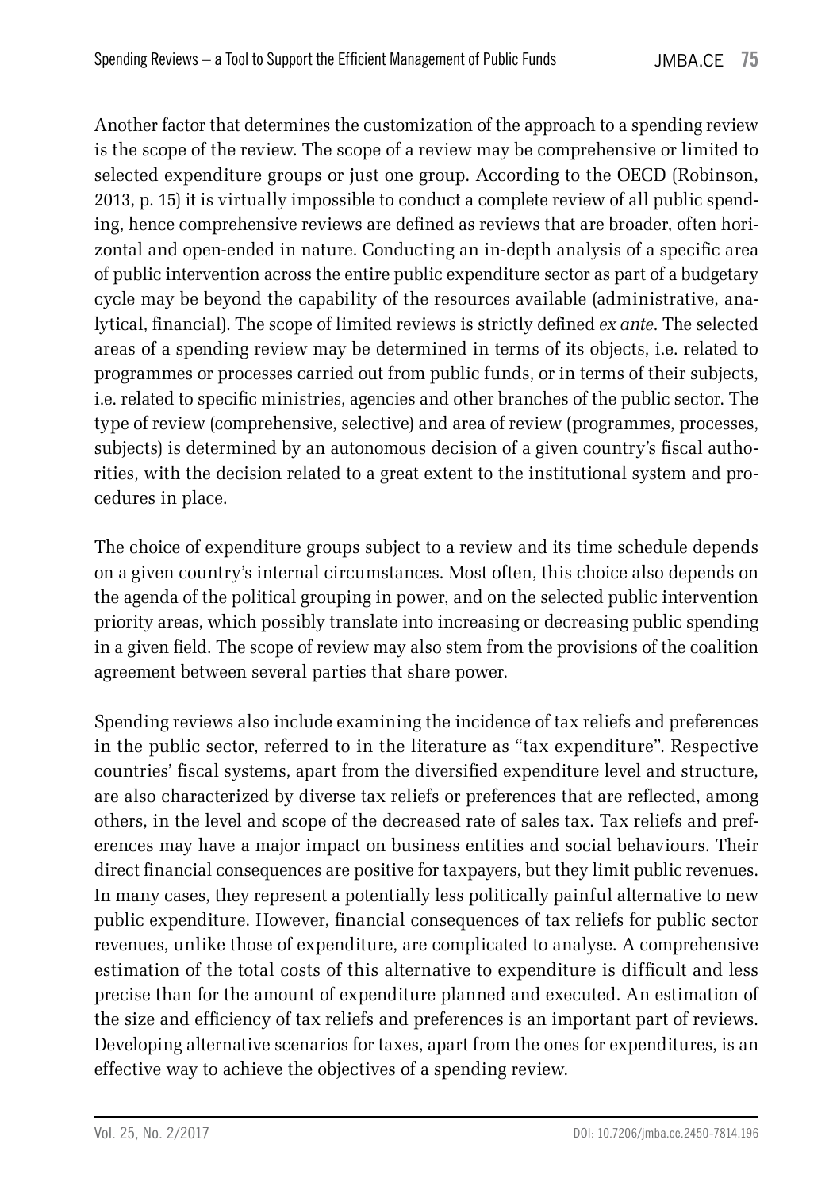Another factor that determines the customization of the approach to a spending review is the scope of the review. The scope of a review may be comprehensive or limited to selected expenditure groups or just one group. According to the OECD (Robinson, 2013, p. 15) it is virtually impossible to conduct a complete review of all public spending, hence comprehensive reviews are defined as reviews that are broader, often horizontal and open-ended in nature. Conducting an in-depth analysis of a specific area of public intervention across the entire public expenditure sector as part of a budgetary cycle may be beyond the capability of the resources available (administrative, analytical, financial). The scope of limited reviews is strictly defined *ex ante*. The selected areas of a spending review may be determined in terms of its objects, i.e. related to programmes or processes carried out from public funds, or in terms of their subjects, i.e. related to specific ministries, agencies and other branches of the public sector. The type of review (comprehensive, selective) and area of review (programmes, processes, subjects) is determined by an autonomous decision of a given country's fiscal authorities, with the decision related to a great extent to the institutional system and procedures in place.

The choice of expenditure groups subject to a review and its time schedule depends on a given country's internal circumstances. Most often, this choice also depends on the agenda of the political grouping in power, and on the selected public intervention priority areas, which possibly translate into increasing or decreasing public spending in a given field. The scope of review may also stem from the provisions of the coalition agreement between several parties that share power.

Spending reviews also include examining the incidence of tax reliefs and preferences in the public sector, referred to in the literature as "tax expenditure". Respective countries' fiscal systems, apart from the diversified expenditure level and structure, are also characterized by diverse tax reliefs or preferences that are reflected, among others, in the level and scope of the decreased rate of sales tax. Tax reliefs and preferences may have a major impact on business entities and social behaviours. Their direct financial consequences are positive for taxpayers, but they limit public revenues. In many cases, they represent a potentially less politically painful alternative to new public expenditure. However, financial consequences of tax reliefs for public sector revenues, unlike those of expenditure, are complicated to analyse. A comprehensive estimation of the total costs of this alternative to expenditure is difficult and less precise than for the amount of expenditure planned and executed. An estimation of the size and efficiency of tax reliefs and preferences is an important part of reviews. Developing alternative scenarios for taxes, apart from the ones for expenditures, is an effective way to achieve the objectives of a spending review.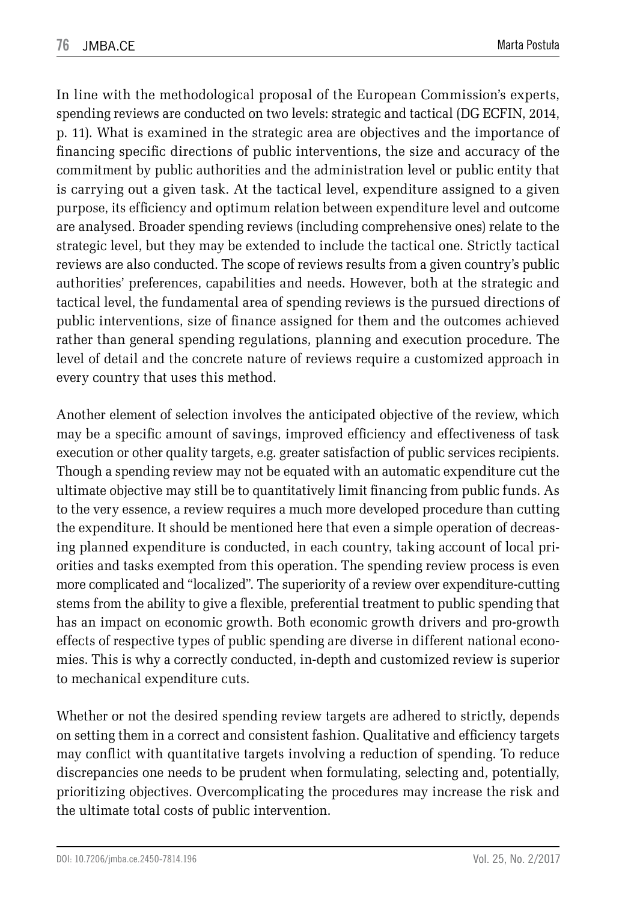In line with the methodological proposal of the European Commission's experts, spending reviews are conducted on two levels: strategic and tactical (DG ECFIN, 2014, p. 11). What is examined in the strategic area are objectives and the importance of financing specific directions of public interventions, the size and accuracy of the commitment by public authorities and the administration level or public entity that is carrying out a given task. At the tactical level, expenditure assigned to a given purpose, its efficiency and optimum relation between expenditure level and outcome are analysed. Broader spending reviews (including comprehensive ones) relate to the strategic level, but they may be extended to include the tactical one. Strictly tactical reviews are also conducted. The scope of reviews results from a given country's public authorities' preferences, capabilities and needs. However, both at the strategic and tactical level, the fundamental area of spending reviews is the pursued directions of public interventions, size of finance assigned for them and the outcomes achieved rather than general spending regulations, planning and execution procedure. The level of detail and the concrete nature of reviews require a customized approach in every country that uses this method.

Another element of selection involves the anticipated objective of the review, which may be a specific amount of savings, improved efficiency and effectiveness of task execution or other quality targets, e.g. greater satisfaction of public services recipients. Though a spending review may not be equated with an automatic expenditure cut the ultimate objective may still be to quantitatively limit financing from public funds. As to the very essence, a review requires a much more developed procedure than cutting the expenditure. It should be mentioned here that even a simple operation of decreasing planned expenditure is conducted, in each country, taking account of local priorities and tasks exempted from this operation. The spending review process is even more complicated and "localized". The superiority of a review over expenditure-cutting stems from the ability to give a flexible, preferential treatment to public spending that has an impact on economic growth. Both economic growth drivers and pro-growth effects of respective types of public spending are diverse in different national economies. This is why a correctly conducted, in-depth and customized review is superior to mechanical expenditure cuts.

Whether or not the desired spending review targets are adhered to strictly, depends on setting them in a correct and consistent fashion. Qualitative and efficiency targets may conflict with quantitative targets involving a reduction of spending. To reduce discrepancies one needs to be prudent when formulating, selecting and, potentially, prioritizing objectives. Overcomplicating the procedures may increase the risk and the ultimate total costs of public intervention.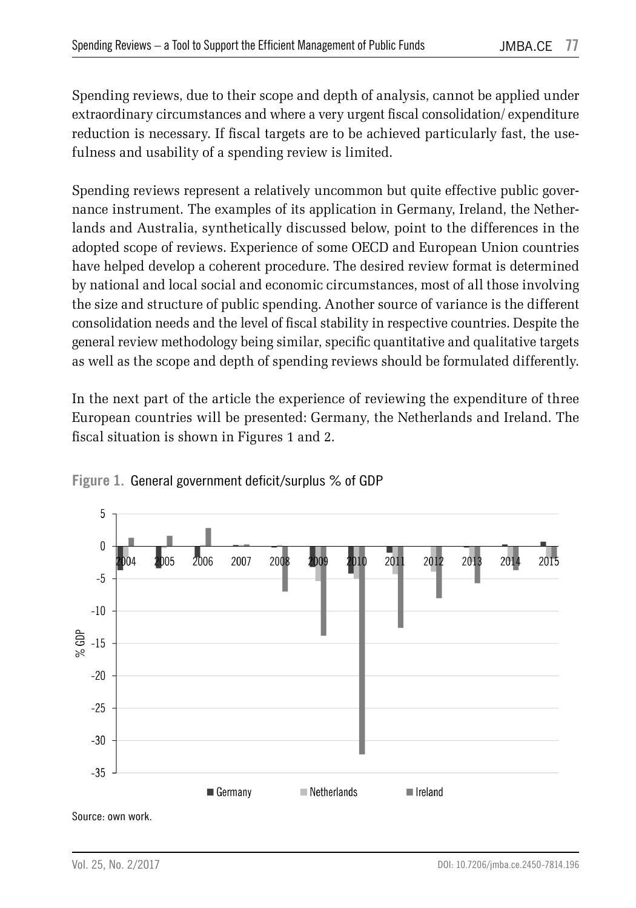Spending reviews, due to their scope and depth of analysis, cannot be applied under extraordinary circumstances and where a very urgent fiscal consolidation/ expenditure reduction is necessary. If fiscal targets are to be achieved particularly fast, the usefulness and usability of a spending review is limited.

Spending reviews represent a relatively uncommon but quite effective public governance instrument. The examples of its application in Germany, Ireland, the Netherlands and Australia, synthetically discussed below, point to the differences in the adopted scope of reviews. Experience of some OECD and European Union countries have helped develop a coherent procedure. The desired review format is determined by national and local social and economic circumstances, most of all those involving the size and structure of public spending. Another source of variance is the different consolidation needs and the level of fiscal stability in respective countries. Despite the general review methodology being similar, specific quantitative and qualitative targets as well as the scope and depth of spending reviews should be formulated differently.

In the next part of the article the experience of reviewing the expenditure of three European countries will be presented: Germany, the Netherlands and Ireland. The fiscal situation is shown in Figures 1 and 2.

**Figure 1.** General government deficit/surplus % of GDP

Source: own work.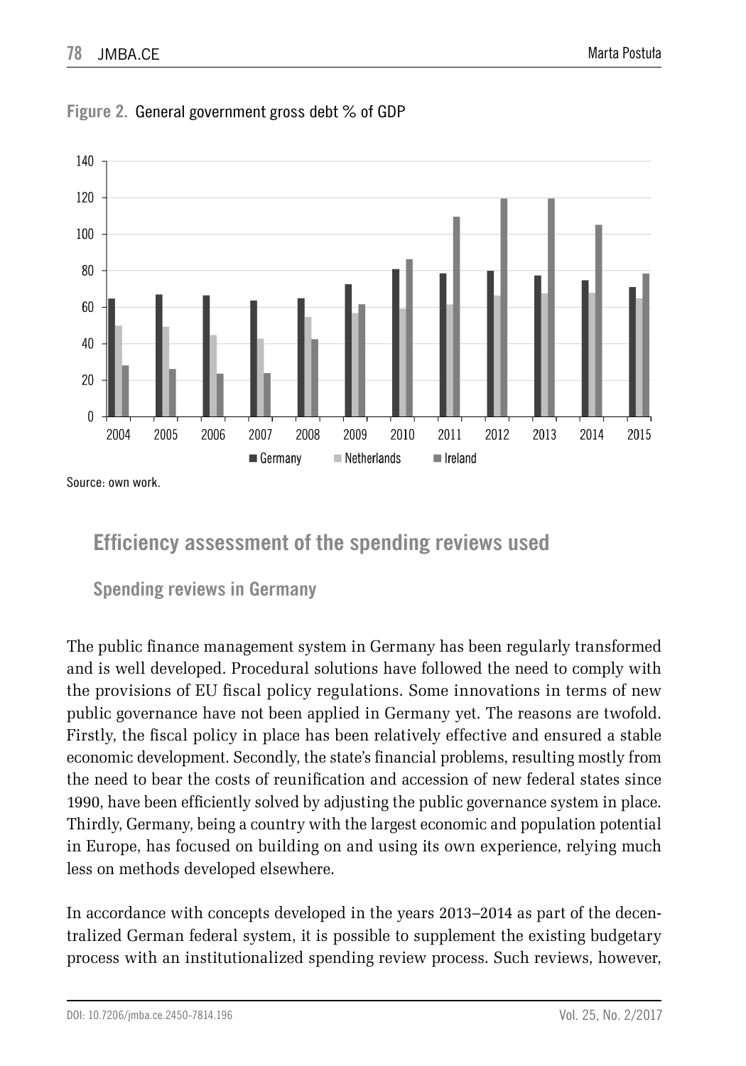**Figure 2.** General government gross debt % of GDP

Source: own work.

## Efficiency assessment of the spending reviews used

### Spending reviews in Germany

The public finance management system in Germany has been regularly transformed and is well developed. Procedural solutions have followed the need to comply with the provisions of EU fiscal policy regulations. Some innovations in terms of new public governance have not been applied in Germany yet. The reasons are twofold. Firstly, the fiscal policy in place has been relatively effective and ensured a stable economic development. Secondly, the state's financial problems, resulting mostly from the need to bear the costs of reunification and accession of new federal states since 1990, have been efficiently solved by adjusting the public governance system in place. Thirdly, Germany, being a country with the largest economic and population potential in Europe, has focused on building on and using its own experience, relying much less on methods developed elsewhere.

In accordance with concepts developed in the years 2013–2014 as part of the decentralized German federal system, it is possible to supplement the existing budgetary process with an institutionalized spending review process. Such reviews, however,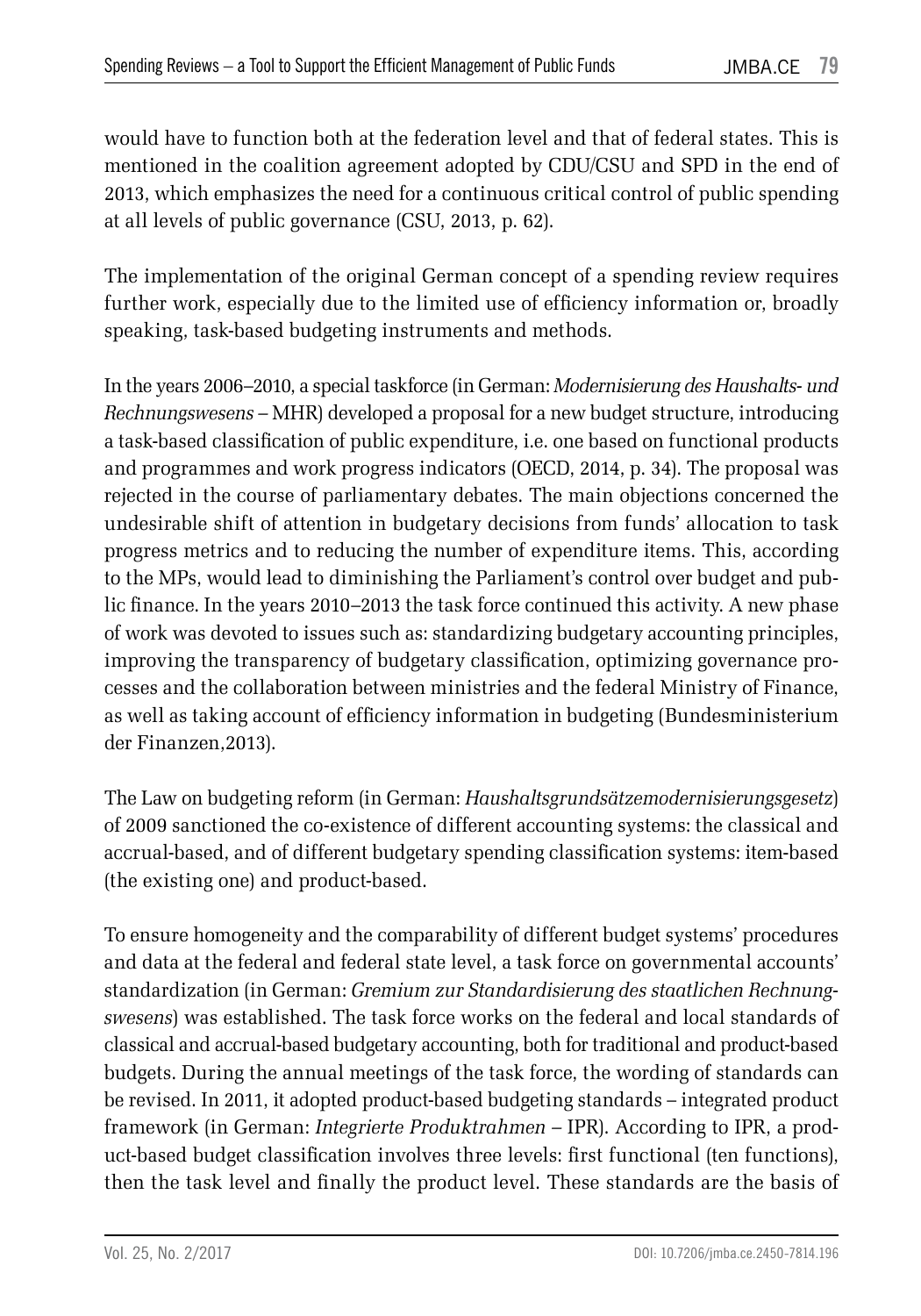would have to function both at the federation level and that of federal states. This is mentioned in the coalition agreement adopted by CDU/CSU and SPD in the end of 2013, which emphasizes the need for a continuous critical control of public spending at all levels of public governance (CSU, 2013, p. 62).

The implementation of the original German concept of a spending review requires further work, especially due to the limited use of efficiency information or, broadly speaking, task-based budgeting instruments and methods.

In the years 2006–2010, a special taskforce (in German: *Modernisierung des Haushalts- und Rechnungswesens* – MHR) developed a proposal for a new budget structure, introducing a task-based classification of public expenditure, i.e. one based on functional products and programmes and work progress indicators (OECD, 2014, p. 34). The proposal was rejected in the course of parliamentary debates. The main objections concerned the undesirable shift of attention in budgetary decisions from funds' allocation to task progress metrics and to reducing the number of expenditure items. This, according to the MPs, would lead to diminishing the Parliament's control over budget and public finance. In the years 2010–2013 the task force continued this activity. A new phase of work was devoted to issues such as: standardizing budgetary accounting principles, improving the transparency of budgetary classification, optimizing governance processes and the collaboration between ministries and the federal Ministry of Finance, as well as taking account of efficiency information in budgeting (Bundesministerium der Finanzen,2013).

The Law on budgeting reform (in German: *Haushaltsgrundsätzemodernisierungsgesetz*) of 2009 sanctioned the co-existence of different accounting systems: the classical and accrual-based, and of different budgetary spending classification systems: item-based (the existing one) and product-based.

To ensure homogeneity and the comparability of different budget systems' procedures and data at the federal and federal state level, a task force on governmental accounts' standardization (in German: *Gremium zur Standardisierung des staatlichen Rechnungswesens*) was established. The task force works on the federal and local standards of classical and accrual-based budgetary accounting, both for traditional and product-based budgets. During the annual meetings of the task force, the wording of standards can be revised. In 2011, it adopted product-based budgeting standards – integrated product framework (in German: *Integrierte Produktrahmen* – IPR). According to IPR, a product-based budget classification involves three levels: first functional (ten functions), then the task level and finally the product level. These standards are the basis of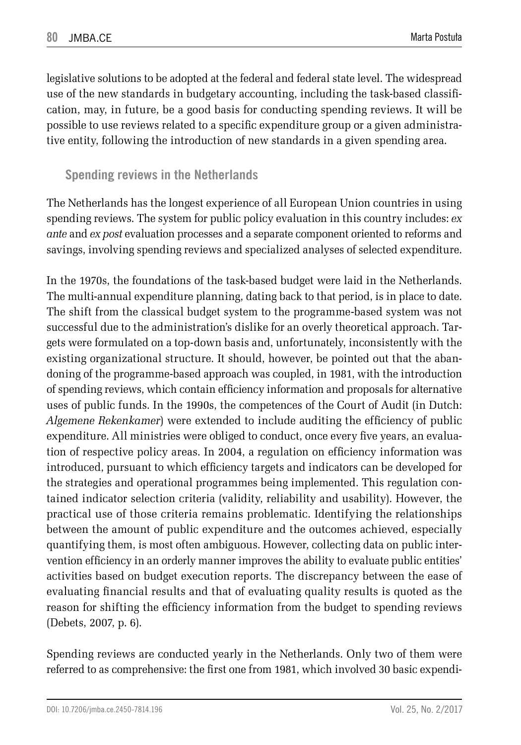legislative solutions to be adopted at the federal and federal state level. The widespread use of the new standards in budgetary accounting, including the task-based classification, may, in future, be a good basis for conducting spending reviews. It will be possible to use reviews related to a specific expenditure group or a given administrative entity, following the introduction of new standards in a given spending area.

## Spending reviews in the Netherlands

The Netherlands has the longest experience of all European Union countries in using spending reviews. The system for public policy evaluation in this country includes: *ex ante* and *ex post* evaluation processes and a separate component oriented to reforms and savings, involving spending reviews and specialized analyses of selected expenditure.

In the 1970s, the foundations of the task-based budget were laid in the Netherlands. The multi-annual expenditure planning, dating back to that period, is in place to date. The shift from the classical budget system to the programme-based system was not successful due to the administration's dislike for an overly theoretical approach. Targets were formulated on a top-down basis and, unfortunately, inconsistently with the existing organizational structure. It should, however, be pointed out that the abandoning of the programme-based approach was coupled, in 1981, with the introduction of spending reviews, which contain efficiency information and proposals for alternative uses of public funds. In the 1990s, the competences of the Court of Audit (in Dutch: *Algemene Rekenkamer*) were extended to include auditing the efficiency of public expenditure. All ministries were obliged to conduct, once every five years, an evaluation of respective policy areas. In 2004, a regulation on efficiency information was introduced, pursuant to which efficiency targets and indicators can be developed for the strategies and operational programmes being implemented. This regulation contained indicator selection criteria (validity, reliability and usability). However, the practical use of those criteria remains problematic. Identifying the relationships between the amount of public expenditure and the outcomes achieved, especially quantifying them, is most often ambiguous. However, collecting data on public intervention efficiency in an orderly manner improves the ability to evaluate public entities' activities based on budget execution reports. The discrepancy between the ease of evaluating financial results and that of evaluating quality results is quoted as the reason for shifting the efficiency information from the budget to spending reviews (Debets, 2007, p. 6).

Spending reviews are conducted yearly in the Netherlands. Only two of them were referred to as comprehensive: the first one from 1981, which involved 30 basic expendi-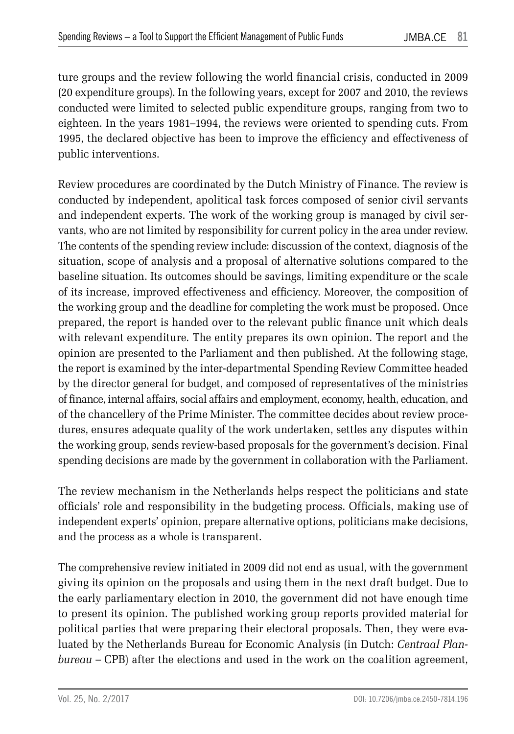ture groups and the review following the world financial crisis, conducted in 2009 (20 expenditure groups). In the following years, except for 2007 and 2010, the reviews conducted were limited to selected public expenditure groups, ranging from two to eighteen. In the years 1981–1994, the reviews were oriented to spending cuts. From 1995, the declared objective has been to improve the efficiency and effectiveness of public interventions.

Review procedures are coordinated by the Dutch Ministry of Finance. The review is conducted by independent, apolitical task forces composed of senior civil servants and independent experts. The work of the working group is managed by civil servants, who are not limited by responsibility for current policy in the area under review. The contents of the spending review include: discussion of the context, diagnosis of the situation, scope of analysis and a proposal of alternative solutions compared to the baseline situation. Its outcomes should be savings, limiting expenditure or the scale of its increase, improved effectiveness and efficiency. Moreover, the composition of the working group and the deadline for completing the work must be proposed. Once prepared, the report is handed over to the relevant public finance unit which deals with relevant expenditure. The entity prepares its own opinion. The report and the opinion are presented to the Parliament and then published. At the following stage, the report is examined by the inter-departmental Spending Review Committee headed by the director general for budget, and composed of representatives of the ministries of finance, internal affairs, social affairs and employment, economy, health, education, and of the chancellery of the Prime Minister. The committee decides about review procedures, ensures adequate quality of the work undertaken, settles any disputes within the working group, sends review-based proposals for the government's decision. Final spending decisions are made by the government in collaboration with the Parliament.

The review mechanism in the Netherlands helps respect the politicians and state officials' role and responsibility in the budgeting process. Officials, making use of independent experts' opinion, prepare alternative options, politicians make decisions, and the process as a whole is transparent.

The comprehensive review initiated in 2009 did not end as usual, with the government giving its opinion on the proposals and using them in the next draft budget. Due to the early parliamentary election in 2010, the government did not have enough time to present its opinion. The published working group reports provided material for political parties that were preparing their electoral proposals. Then, they were evaluated by the Netherlands Bureau for Economic Analysis (in Dutch: *Centraal Planbureau* – CPB) after the elections and used in the work on the coalition agreement,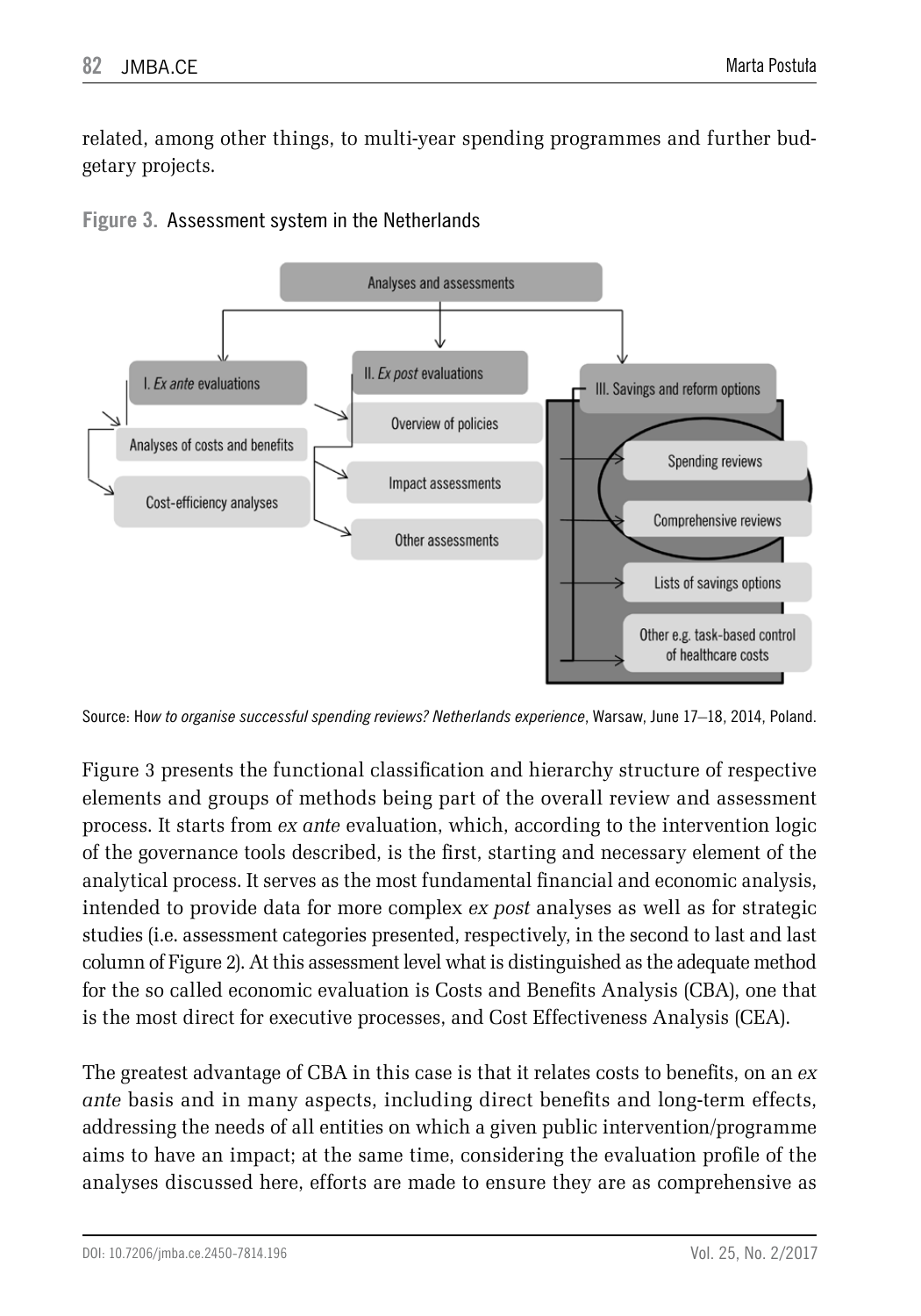related, among other things, to multi-year spending programmes and further budgetary projects.

**Figure 3.** Assessment system in the Netherlands

- Analyses and assessments
  - I. *Ex ante* evaluations
    - Analyses of costs and benefits
    - Cost-efficiency analyses
  - II. *Ex post* evaluations
    - Overview of policies
    - Impact assessments
    - Other assessments
  - III. Savings and reform options
    - Spending reviews
    - Comprehensive reviews
    - Lists of savings options
    - Other e.g. task-based control of healthcare costs

Source: H*ow to organise successful spending reviews? Netherlands experience*, Warsaw, June 17–18, 2014, Poland.

Figure 3 presents the functional classification and hierarchy structure of respective elements and groups of methods being part of the overall review and assessment process. It starts from *ex ante* evaluation, which, according to the intervention logic of the governance tools described, is the first, starting and necessary element of the analytical process. It serves as the most fundamental financial and economic analysis, intended to provide data for more complex *ex post* analyses as well as for strategic studies (i.e. assessment categories presented, respectively, in the second to last and last column of Figure 2). At this assessment level what is distinguished as the adequate method for the so called economic evaluation is Costs and Benefits Analysis (CBA), one that is the most direct for executive processes, and Cost Effectiveness Analysis (CEA).

The greatest advantage of CBA in this case is that it relates costs to benefits, on an *ex ante* basis and in many aspects, including direct benefits and long-term effects, addressing the needs of all entities on which a given public intervention/programme aims to have an impact; at the same time, considering the evaluation profile of the analyses discussed here, efforts are made to ensure they are as comprehensive as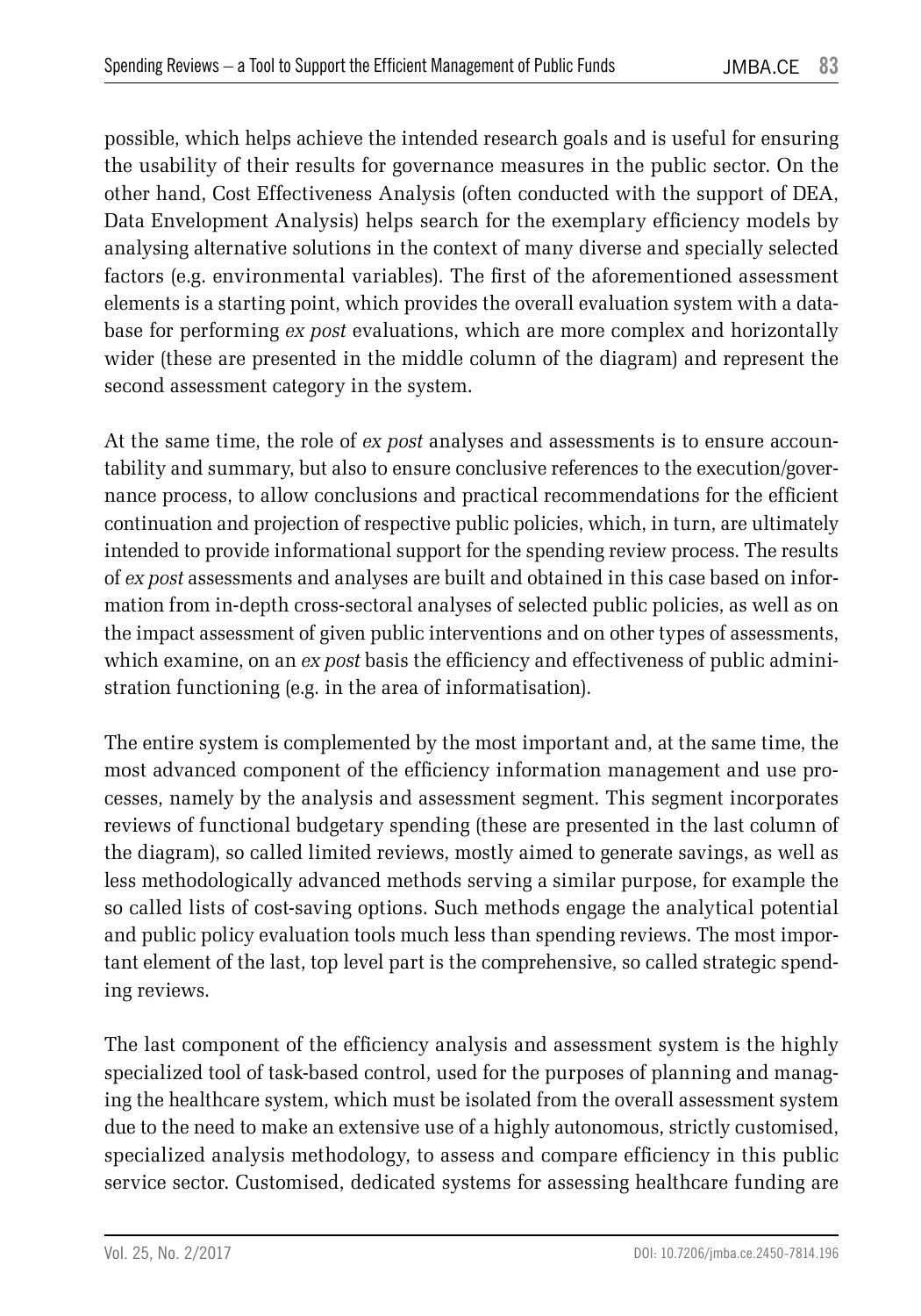possible, which helps achieve the intended research goals and is useful for ensuring the usability of their results for governance measures in the public sector. On the other hand, Cost Effectiveness Analysis (often conducted with the support of DEA, Data Envelopment Analysis) helps search for the exemplary efficiency models by analysing alternative solutions in the context of many diverse and specially selected factors (e.g. environmental variables). The first of the aforementioned assessment elements is a starting point, which provides the overall evaluation system with a database for performing *ex post* evaluations, which are more complex and horizontally wider (these are presented in the middle column of the diagram) and represent the second assessment category in the system.

At the same time, the role of *ex post* analyses and assessments is to ensure accountability and summary, but also to ensure conclusive references to the execution/governance process, to allow conclusions and practical recommendations for the efficient continuation and projection of respective public policies, which, in turn, are ultimately intended to provide informational support for the spending review process. The results of *ex post* assessments and analyses are built and obtained in this case based on information from in-depth cross-sectoral analyses of selected public policies, as well as on the impact assessment of given public interventions and on other types of assessments, which examine, on an *ex post* basis the efficiency and effectiveness of public administration functioning (e.g. in the area of informatisation).

The entire system is complemented by the most important and, at the same time, the most advanced component of the efficiency information management and use processes, namely by the analysis and assessment segment. This segment incorporates reviews of functional budgetary spending (these are presented in the last column of the diagram), so called limited reviews, mostly aimed to generate savings, as well as less methodologically advanced methods serving a similar purpose, for example the so called lists of cost-saving options. Such methods engage the analytical potential and public policy evaluation tools much less than spending reviews. The most important element of the last, top level part is the comprehensive, so called strategic spending reviews.

The last component of the efficiency analysis and assessment system is the highly specialized tool of task-based control, used for the purposes of planning and managing the healthcare system, which must be isolated from the overall assessment system due to the need to make an extensive use of a highly autonomous, strictly customised, specialized analysis methodology, to assess and compare efficiency in this public service sector. Customised, dedicated systems for assessing healthcare funding are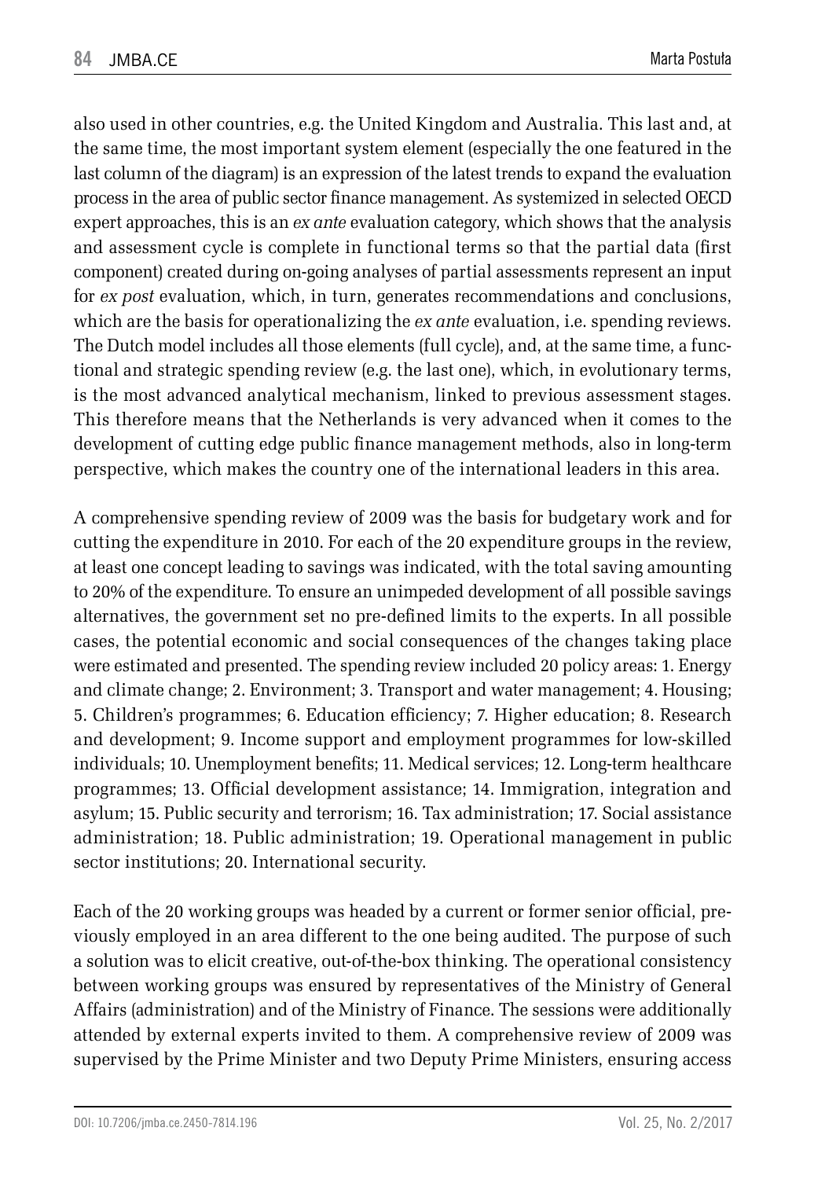also used in other countries, e.g. the United Kingdom and Australia. This last and, at the same time, the most important system element (especially the one featured in the last column of the diagram) is an expression of the latest trends to expand the evaluation process in the area of public sector finance management. As systemized in selected OECD expert approaches, this is an *ex ante* evaluation category, which shows that the analysis and assessment cycle is complete in functional terms so that the partial data (first component) created during on-going analyses of partial assessments represent an input for *ex post* evaluation, which, in turn, generates recommendations and conclusions, which are the basis for operationalizing the *ex ante* evaluation, i.e. spending reviews. The Dutch model includes all those elements (full cycle), and, at the same time, a functional and strategic spending review (e.g. the last one), which, in evolutionary terms, is the most advanced analytical mechanism, linked to previous assessment stages. This therefore means that the Netherlands is very advanced when it comes to the development of cutting edge public finance management methods, also in long-term perspective, which makes the country one of the international leaders in this area.

A comprehensive spending review of 2009 was the basis for budgetary work and for cutting the expenditure in 2010. For each of the 20 expenditure groups in the review, at least one concept leading to savings was indicated, with the total saving amounting to 20% of the expenditure. To ensure an unimpeded development of all possible savings alternatives, the government set no pre-defined limits to the experts. In all possible cases, the potential economic and social consequences of the changes taking place were estimated and presented. The spending review included 20 policy areas: 1. Energy and climate change; 2. Environment; 3. Transport and water management; 4. Housing; 5. Children's programmes; 6. Education efficiency; 7. Higher education; 8. Research and development; 9. Income support and employment programmes for low-skilled individuals; 10. Unemployment benefits; 11. Medical services; 12. Long-term healthcare programmes; 13. Official development assistance; 14. Immigration, integration and asylum; 15. Public security and terrorism; 16. Tax administration; 17. Social assistance administration; 18. Public administration; 19. Operational management in public sector institutions; 20. International security.

Each of the 20 working groups was headed by a current or former senior official, previously employed in an area different to the one being audited. The purpose of such a solution was to elicit creative, out-of-the-box thinking. The operational consistency between working groups was ensured by representatives of the Ministry of General Affairs (administration) and of the Ministry of Finance. The sessions were additionally attended by external experts invited to them. A comprehensive review of 2009 was supervised by the Prime Minister and two Deputy Prime Ministers, ensuring access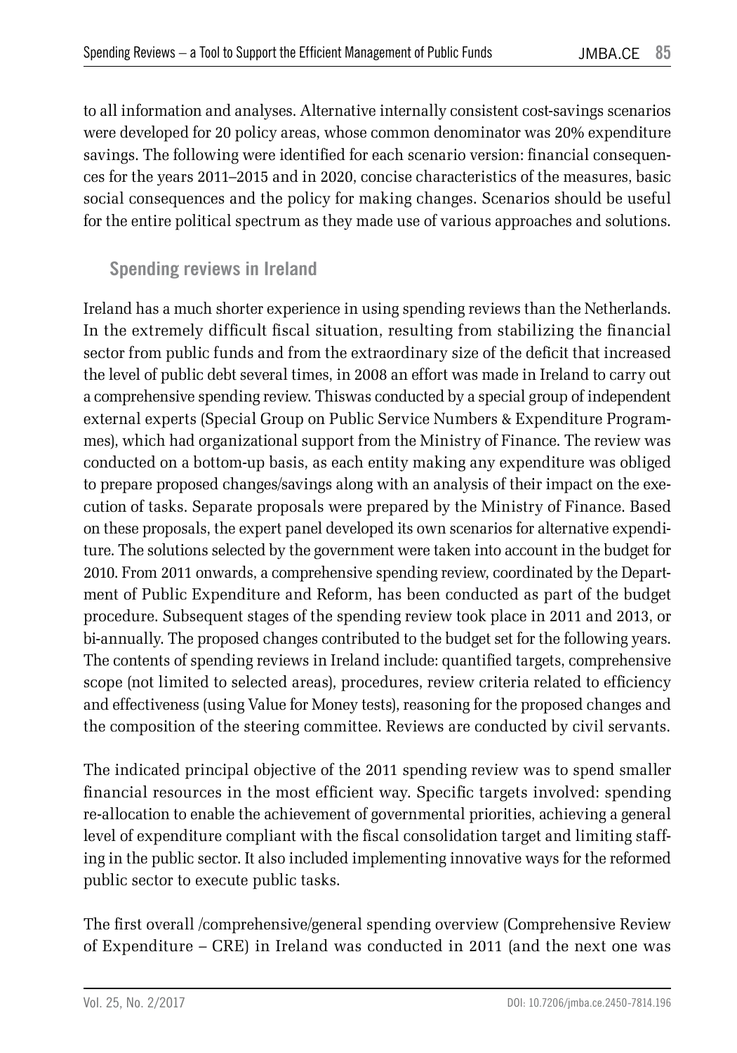to all information and analyses. Alternative internally consistent cost-savings scenarios were developed for 20 policy areas, whose common denominator was 20% expenditure savings. The following were identified for each scenario version: financial consequences for the years 2011–2015 and in 2020, concise characteristics of the measures, basic social consequences and the policy for making changes. Scenarios should be useful for the entire political spectrum as they made use of various approaches and solutions.

## Spending reviews in Ireland

Ireland has a much shorter experience in using spending reviews than the Netherlands. In the extremely difficult fiscal situation, resulting from stabilizing the financial sector from public funds and from the extraordinary size of the deficit that increased the level of public debt several times, in 2008 an effort was made in Ireland to carry out a comprehensive spending review. Thiswas conducted by a special group of independent external experts (Special Group on Public Service Numbers & Expenditure Programmes), which had organizational support from the Ministry of Finance. The review was conducted on a bottom-up basis, as each entity making any expenditure was obliged to prepare proposed changes/savings along with an analysis of their impact on the execution of tasks. Separate proposals were prepared by the Ministry of Finance. Based on these proposals, the expert panel developed its own scenarios for alternative expenditure. The solutions selected by the government were taken into account in the budget for 2010. From 2011 onwards, a comprehensive spending review, coordinated by the Department of Public Expenditure and Reform, has been conducted as part of the budget procedure. Subsequent stages of the spending review took place in 2011 and 2013, or bi-annually. The proposed changes contributed to the budget set for the following years. The contents of spending reviews in Ireland include: quantified targets, comprehensive scope (not limited to selected areas), procedures, review criteria related to efficiency and effectiveness (using Value for Money tests), reasoning for the proposed changes and the composition of the steering committee. Reviews are conducted by civil servants.

The indicated principal objective of the 2011 spending review was to spend smaller financial resources in the most efficient way. Specific targets involved: spending re-allocation to enable the achievement of governmental priorities, achieving a general level of expenditure compliant with the fiscal consolidation target and limiting staffing in the public sector. It also included implementing innovative ways for the reformed public sector to execute public tasks.

The first overall /comprehensive/general spending overview (Comprehensive Review of Expenditure – CRE) in Ireland was conducted in 2011 (and the next one was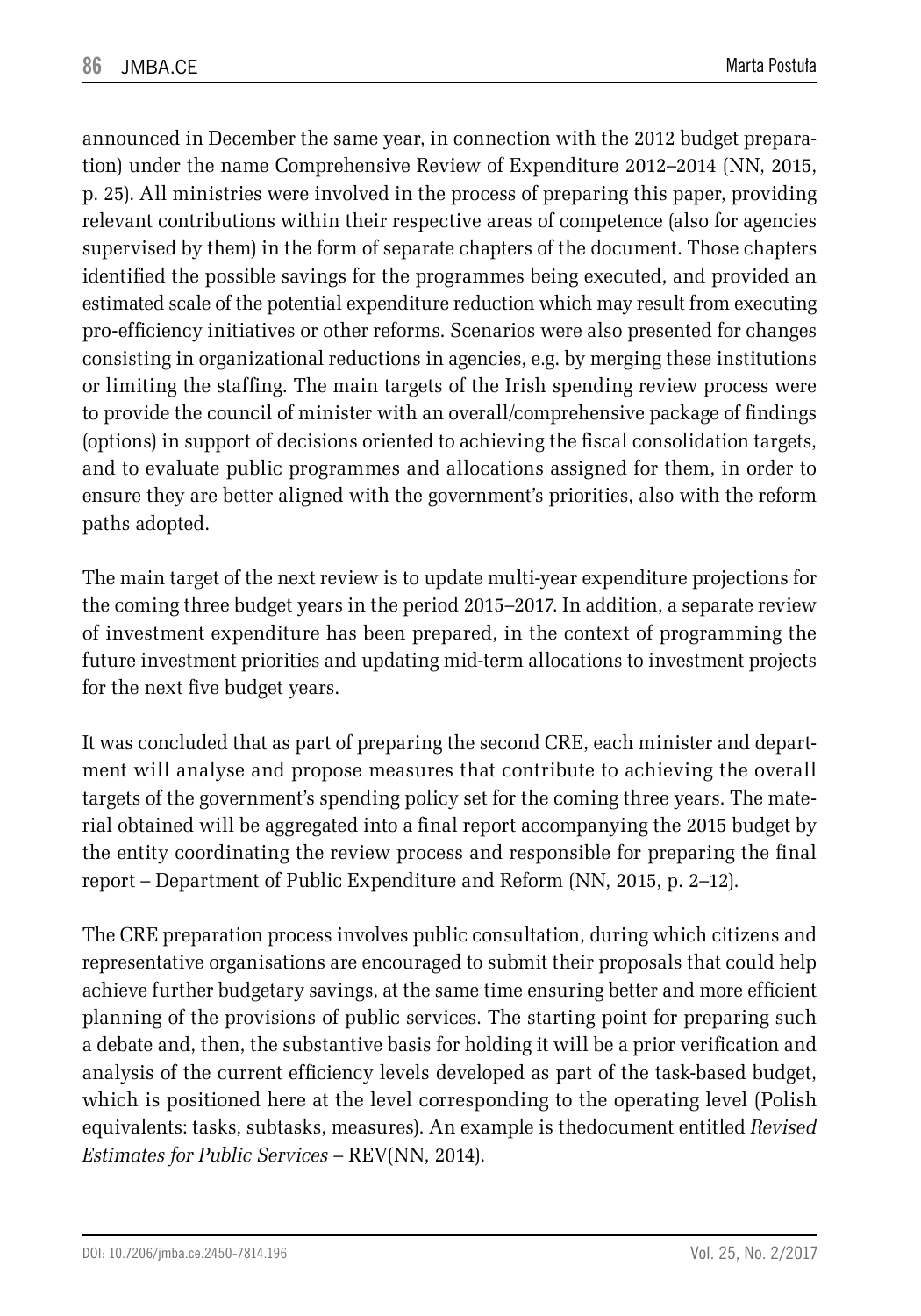announced in December the same year, in connection with the 2012 budget preparation) under the name Comprehensive Review of Expenditure 2012–2014 (NN, 2015, p. 25). All ministries were involved in the process of preparing this paper, providing relevant contributions within their respective areas of competence (also for agencies supervised by them) in the form of separate chapters of the document. Those chapters identified the possible savings for the programmes being executed, and provided an estimated scale of the potential expenditure reduction which may result from executing pro-efficiency initiatives or other reforms. Scenarios were also presented for changes consisting in organizational reductions in agencies, e.g. by merging these institutions or limiting the staffing. The main targets of the Irish spending review process were to provide the council of minister with an overall/comprehensive package of findings (options) in support of decisions oriented to achieving the fiscal consolidation targets, and to evaluate public programmes and allocations assigned for them, in order to ensure they are better aligned with the government's priorities, also with the reform paths adopted.

The main target of the next review is to update multi-year expenditure projections for the coming three budget years in the period 2015–2017. In addition, a separate review of investment expenditure has been prepared, in the context of programming the future investment priorities and updating mid-term allocations to investment projects for the next five budget years.

It was concluded that as part of preparing the second CRE, each minister and department will analyse and propose measures that contribute to achieving the overall targets of the government's spending policy set for the coming three years. The material obtained will be aggregated into a final report accompanying the 2015 budget by the entity coordinating the review process and responsible for preparing the final report – Department of Public Expenditure and Reform (NN, 2015, p. 2–12).

The CRE preparation process involves public consultation, during which citizens and representative organisations are encouraged to submit their proposals that could help achieve further budgetary savings, at the same time ensuring better and more efficient planning of the provisions of public services. The starting point for preparing such a debate and, then, the substantive basis for holding it will be a prior verification and analysis of the current efficiency levels developed as part of the task-based budget, which is positioned here at the level corresponding to the operating level (Polish equivalents: tasks, subtasks, measures). An example is thedocument entitled *Revised Estimates for Public Services* – REV(NN, 2014).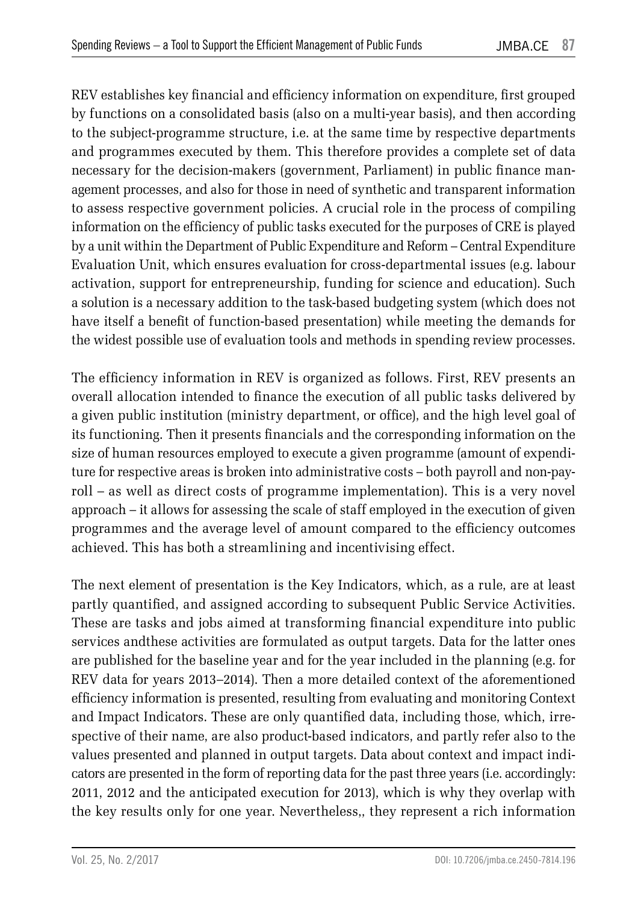REV establishes key financial and efficiency information on expenditure, first grouped by functions on a consolidated basis (also on a multi-year basis), and then according to the subject-programme structure, i.e. at the same time by respective departments and programmes executed by them. This therefore provides a complete set of data necessary for the decision-makers (government, Parliament) in public finance management processes, and also for those in need of synthetic and transparent information to assess respective government policies. A crucial role in the process of compiling information on the efficiency of public tasks executed for the purposes of CRE is played by a unit within the Department of Public Expenditure and Reform – Central Expenditure Evaluation Unit, which ensures evaluation for cross-departmental issues (e.g. labour activation, support for entrepreneurship, funding for science and education). Such a solution is a necessary addition to the task-based budgeting system (which does not have itself a benefit of function-based presentation) while meeting the demands for the widest possible use of evaluation tools and methods in spending review processes.

The efficiency information in REV is organized as follows. First, REV presents an overall allocation intended to finance the execution of all public tasks delivered by a given public institution (ministry department, or office), and the high level goal of its functioning. Then it presents financials and the corresponding information on the size of human resources employed to execute a given programme (amount of expenditure for respective areas is broken into administrative costs – both payroll and non-payroll – as well as direct costs of programme implementation). This is a very novel approach – it allows for assessing the scale of staff employed in the execution of given programmes and the average level of amount compared to the efficiency outcomes achieved. This has both a streamlining and incentivising effect.

The next element of presentation is the Key Indicators, which, as a rule, are at least partly quantified, and assigned according to subsequent Public Service Activities. These are tasks and jobs aimed at transforming financial expenditure into public services andthese activities are formulated as output targets. Data for the latter ones are published for the baseline year and for the year included in the planning (e.g. for REV data for years 2013–2014). Then a more detailed context of the aforementioned efficiency information is presented, resulting from evaluating and monitoring Context and Impact Indicators. These are only quantified data, including those, which, irrespective of their name, are also product-based indicators, and partly refer also to the values presented and planned in output targets. Data about context and impact indicators are presented in the form of reporting data for the past three years (i.e. accordingly: 2011, 2012 and the anticipated execution for 2013), which is why they overlap with the key results only for one year. Nevertheless,, they represent a rich information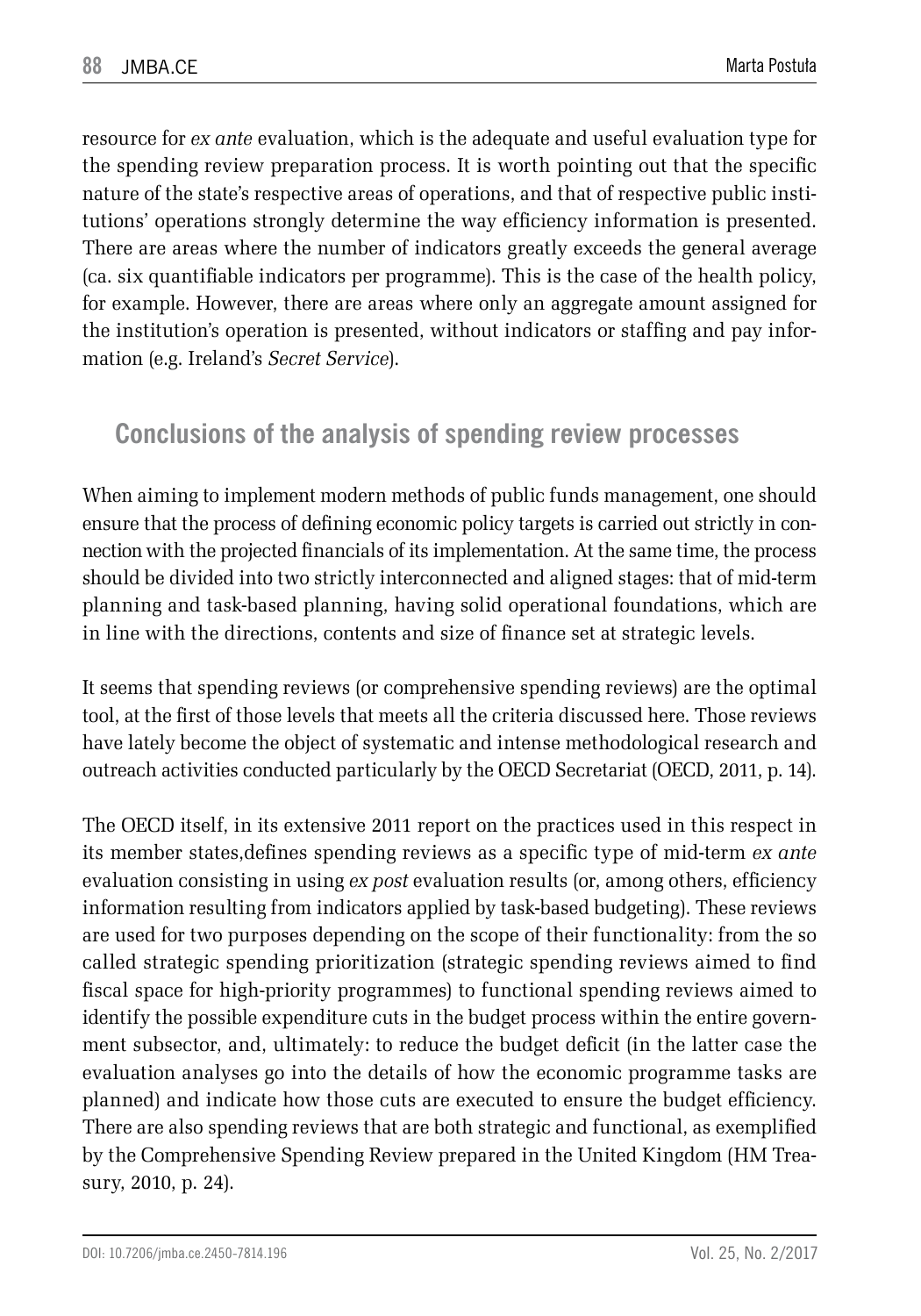resource for *ex ante* evaluation, which is the adequate and useful evaluation type for the spending review preparation process. It is worth pointing out that the specific nature of the state's respective areas of operations, and that of respective public institutions' operations strongly determine the way efficiency information is presented. There are areas where the number of indicators greatly exceeds the general average (ca. six quantifiable indicators per programme). This is the case of the health policy, for example. However, there are areas where only an aggregate amount assigned for the institution's operation is presented, without indicators or staffing and pay information (e.g. Ireland's *Secret Service*).

## Conclusions of the analysis of spending review processes

When aiming to implement modern methods of public funds management, one should ensure that the process of defining economic policy targets is carried out strictly in connection with the projected financials of its implementation. At the same time, the process should be divided into two strictly interconnected and aligned stages: that of mid-term planning and task-based planning, having solid operational foundations, which are in line with the directions, contents and size of finance set at strategic levels.

It seems that spending reviews (or comprehensive spending reviews) are the optimal tool, at the first of those levels that meets all the criteria discussed here. Those reviews have lately become the object of systematic and intense methodological research and outreach activities conducted particularly by the OECD Secretariat (OECD, 2011, p. 14).

The OECD itself, in its extensive 2011 report on the practices used in this respect in its member states,defines spending reviews as a specific type of mid-term *ex ante* evaluation consisting in using *ex post* evaluation results (or, among others, efficiency information resulting from indicators applied by task-based budgeting). These reviews are used for two purposes depending on the scope of their functionality: from the so called strategic spending prioritization (strategic spending reviews aimed to find fiscal space for high-priority programmes) to functional spending reviews aimed to identify the possible expenditure cuts in the budget process within the entire government subsector, and, ultimately: to reduce the budget deficit (in the latter case the evaluation analyses go into the details of how the economic programme tasks are planned) and indicate how those cuts are executed to ensure the budget efficiency. There are also spending reviews that are both strategic and functional, as exemplified by the Comprehensive Spending Review prepared in the United Kingdom (HM Treasury, 2010, p. 24).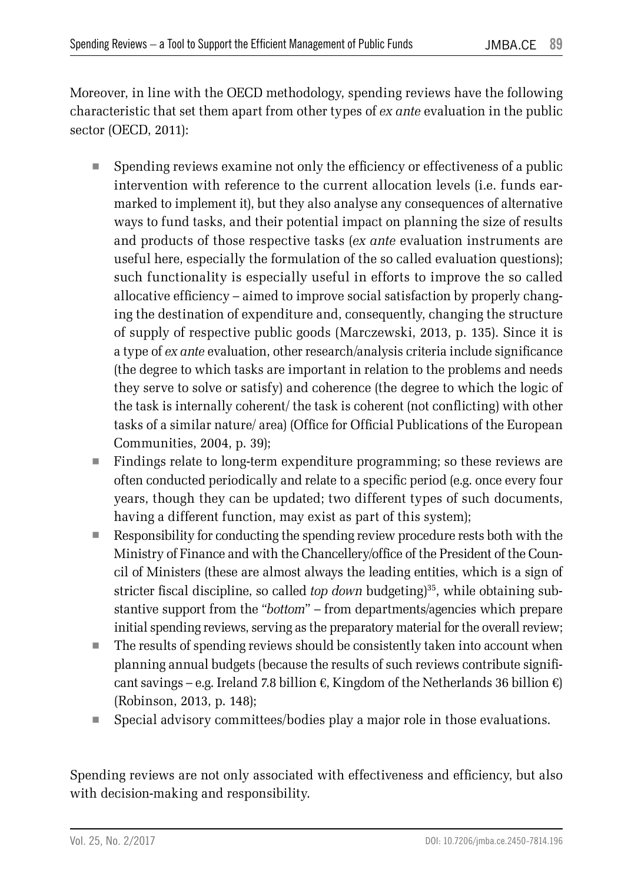Moreover, in line with the OECD methodology, spending reviews have the following characteristic that set them apart from other types of *ex ante* evaluation in the public sector (OECD, 2011):

- Spending reviews examine not only the efficiency or effectiveness of a public intervention with reference to the current allocation levels (i.e. funds earmarked to implement it), but they also analyse any consequences of alternative ways to fund tasks, and their potential impact on planning the size of results and products of those respective tasks (*ex ante* evaluation instruments are useful here, especially the formulation of the so called evaluation questions); such functionality is especially useful in efforts to improve the so called allocative efficiency – aimed to improve social satisfaction by properly changing the destination of expenditure and, consequently, changing the structure of supply of respective public goods (Marczewski, 2013, p. 135). Since it is a type of *ex ante* evaluation, other research/analysis criteria include significance (the degree to which tasks are important in relation to the problems and needs they serve to solve or satisfy) and coherence (the degree to which the logic of the task is internally coherent/ the task is coherent (not conflicting) with other tasks of a similar nature/ area) (Office for Official Publications of the European Communities, 2004, p. 39);
- Findings relate to long-term expenditure programming; so these reviews are often conducted periodically and relate to a specific period (e.g. once every four years, though they can be updated; two different types of such documents, having a different function, may exist as part of this system);
- Responsibility for conducting the spending review procedure rests both with the Ministry of Finance and with the Chancellery/office of the President of the Council of Ministers (these are almost always the leading entities, which is a sign of stricter fiscal discipline, so called *top down* budgeting)[35], while obtaining substantive support from the "*bottom*" – from departments/agencies which prepare initial spending reviews, serving as the preparatory material for the overall review;
- The results of spending reviews should be consistently taken into account when planning annual budgets (because the results of such reviews contribute significant savings – e.g. Ireland 7.8 billion €, Kingdom of the Netherlands 36 billion €) (Robinson, 2013, p. 148);
- Special advisory committees/bodies play a major role in those evaluations.

Spending reviews are not only associated with effectiveness and efficiency, but also with decision-making and responsibility.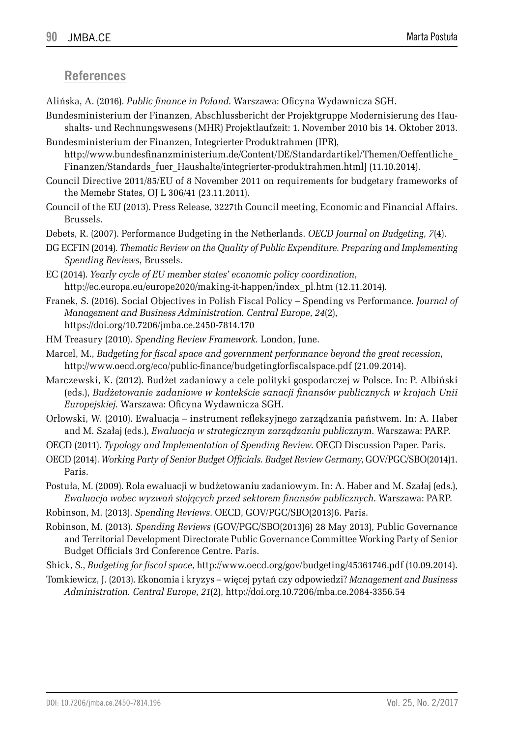## References

Alińska, A. (2016). *Public finance in Poland*. Warszawa: Oficyna Wydawnicza SGH.

Bundesministerium der Finanzen, Abschlussbericht der Projektgruppe Modernisierung des Haushalts- und Rechnungswesens (MHR) Projektlaufzeit: 1. November 2010 bis 14. Oktober 2013.

Bundesministerium der Finanzen, Integrierter Produktrahmen (IPR), http://www.bundesfinanzministerium.de/Content/DE/Standardartikel/Themen/Oeffentliche_Finanzen/Standards_fuer_Haushalte/integrierter-produktrahmen.html] (11.10.2014).

Council Directive 2011/85/EU of 8 November 2011 on requirements for budgetary frameworks of the Memebr States, OJ L 306/41 (23.11.2011).

Council of the EU (2013). Press Release, 3227th Council meeting, Economic and Financial Affairs. Brussels.

Debets, R. (2007). Performance Budgeting in the Netherlands. *OECD Journal on Budgeting*, *7*(4).

DG ECFIN (2014). *Thematic Review on the Quality of Public Expenditure. Preparing and Implementing Spending Reviews*, Brussels.

EC (2014). *Yearly cycle of EU member states' economic policy coordination*, http://ec.europa.eu/europe2020/making-it-happen/index_pl.htm (12.11.2014).

Franek, S. (2016). Social Objectives in Polish Fiscal Policy – Spending vs Performance. *Journal of Management and Business Administration. Central Europe*, *24*(2), https://doi.org/10.7206/jmba.ce.2450-7814.170

HM Treasury (2010). *Spending Review Framework*. London, June.

Marcel, M., *Budgeting for fiscal space and government performance beyond the great recession*, http://www.oecd.org/eco/public-finance/budgetingforfiscalspace.pdf (21.09.2014).

Marczewski, K. (2012). Budżet zadaniowy a cele polityki gospodarczej w Polsce. In: P. Albiński (eds.), *Budżetowanie zadaniowe w kontekście sanacji finansów publicznych w krajach Unii Europejskiej*. Warszawa: Oficyna Wydawnicza SGH.

Orłowski, W. (2010). Ewaluacja – instrument refleksyjnego zarządzania państwem. In: A. Haber and M. Szałaj (eds.), *Ewaluacja w strategicznym zarządzaniu publicznym*. Warszawa: PARP.

OECD (2011). *Typology and Implementation of Spending Review*. OECD Discussion Paper. Paris.

OECD (2014). *Working Party of Senior Budget Officials. Budget Review Germany*, GOV/PGC/SBO(2014)1. Paris.

Postuła, M. (2009). Rola ewaluacji w budżetowaniu zadaniowym. In: A. Haber and M. Szałaj (eds.), *Ewaluacja wobec wyzwań stojących przed sektorem finansów publicznych*. Warszawa: PARP.

Robinson, M. (2013). *Spending Reviews*. OECD, GOV/PGC/SBO(2013)6. Paris.

Robinson, M. (2013). *Spending Reviews* (GOV/PGC/SBO(2013)6) 28 May 2013), Public Governance and Territorial Development Directorate Public Governance Committee Working Party of Senior Budget Officials 3rd Conference Centre. Paris.

Shick, S., *Budgeting for fiscal space*, http://www.oecd.org/gov/budgeting/45361746.pdf (10.09.2014).

Tomkiewicz, J. (2013). Ekonomia i kryzys – więcej pytań czy odpowiedzi? *Management and Business Administration. Central Europe*, *21*(2), http://doi.org.10.7206/mba.ce.2084-3356.54